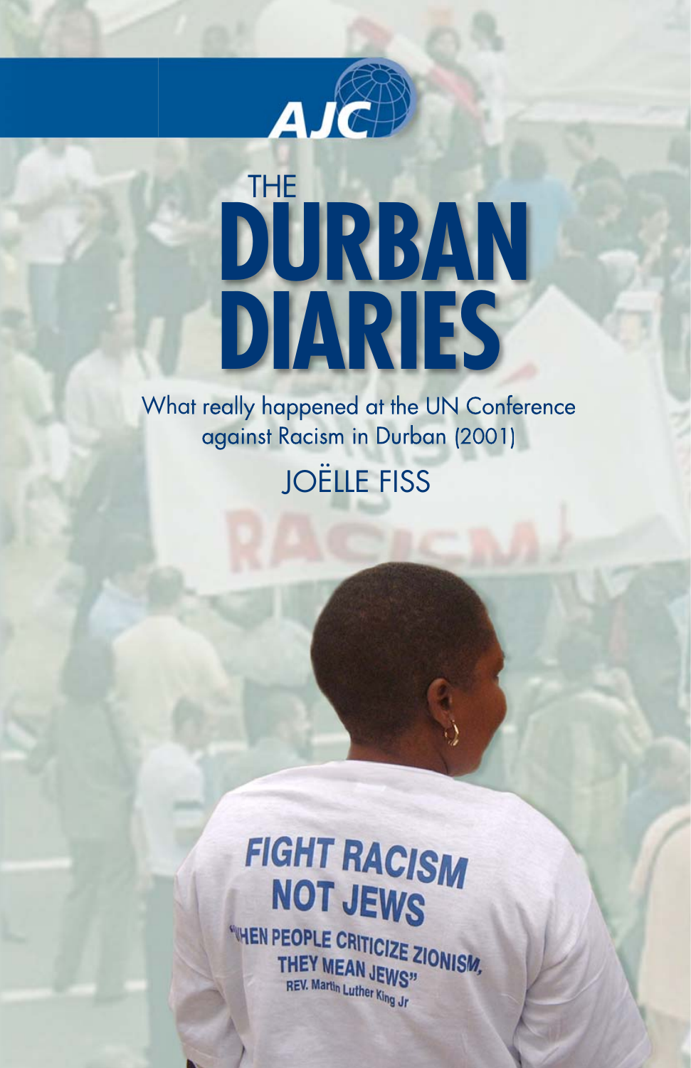AJC

# THE DURBAN DIARIES

What really happened at the UN Conference against Racism in Durban (2001)

JOËLLE FISS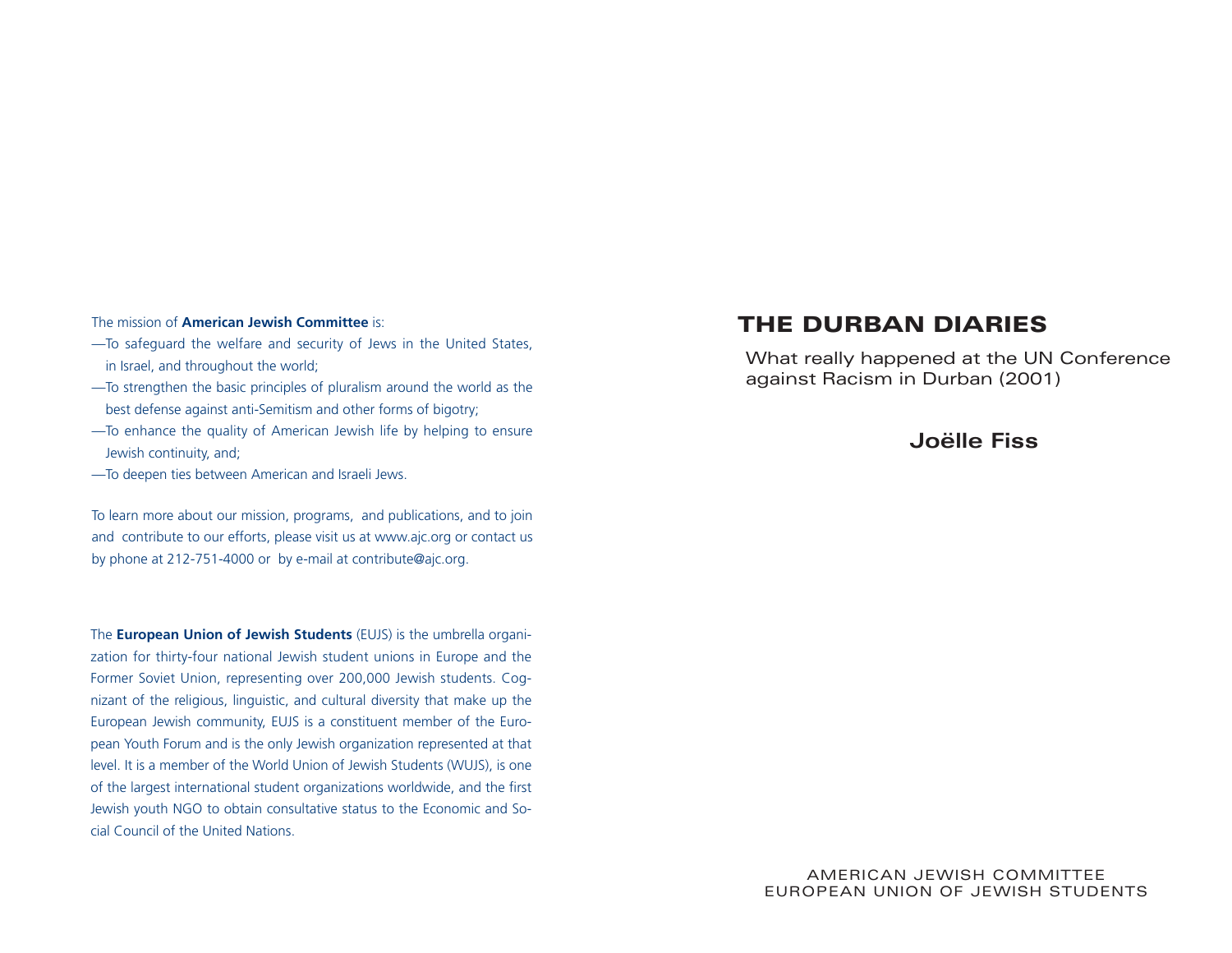The mission of **American Jewish Committee** is:

—To safeguard the welfare and security of Jews in the United States, in Israel, and throughout the world;

—To strengthen the basic principles of pluralism around the world as the best defense against anti-Semitism and other forms of bigotry;

—To enhance the quality of American Jewish life by helping to ensure Jewish continuity, and;

—To deepen ties between American and Israeli Jews.

To learn more about our mission, programs, and publications, and to join and contribute to our efforts, please visit us at www.ajc.org or contact us by phone at 212-751-4000 or by e-mail at contribute@ajc.org.

The **European Union of Jewish Students** (EUJS) is the umbrella organization for thirty-four national Jewish student unions in Europe and the Former Soviet Union, representing over 200,000 Jewish students. Cognizant of the religious, linguistic, and cultural diversity that make up the European Jewish community, EUJS is a constituent member of the European Youth Forum and is the only Jewish organization represented at that level. It is a member of the World Union of Jewish Students (WUJS), is one of the largest international student organizations worldwide, and the first Jewish youth NGO to obtain consultative status to the Economic and Social Council of the United Nations.

# THE DURBAN DIARIES

What really happened at the UN Conference against Racism in Durban (2001)

**Joëlle Fiss**

AMERICAN JEWISH COMMITTEE
EUROPEAN UNION OF JEWISH STUDENTS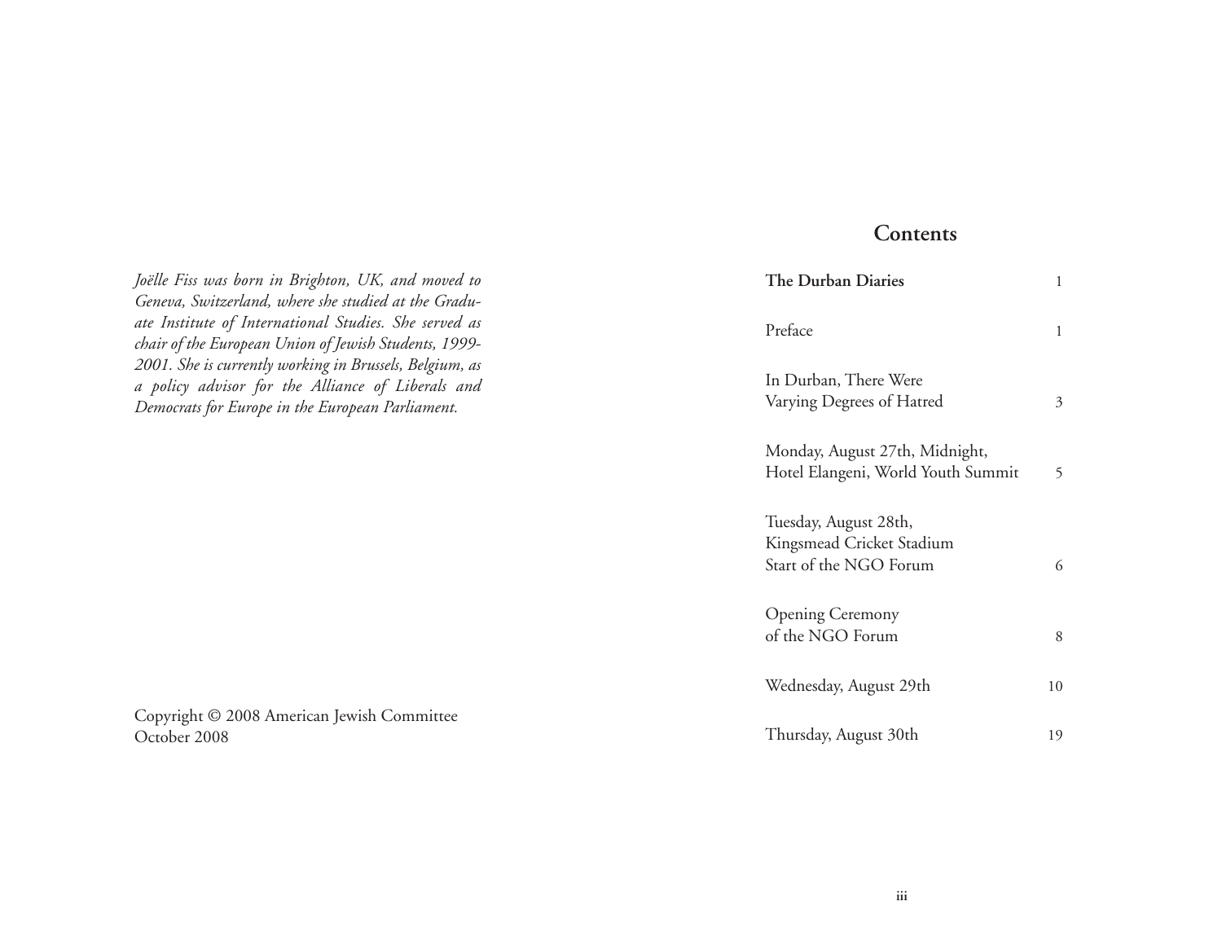*Joëlle Fiss was born in Brighton, UK, and moved to Geneva, Switzerland, where she studied at the Graduate Institute of International Studies. She served as chair of the European Union of Jewish Students, 1999-2001. She is currently working in Brussels, Belgium, as a policy advisor for the Alliance of Liberals and Democrats for Europe in the European Parliament.*

Copyright © 2008 American Jewish Committee
October 2008

## Contents

| | |
|---|---|
| **The Durban Diaries** | 1 |
| Preface | 1 |
| In Durban, There Were Varying Degrees of Hatred | 3 |
| Monday, August 27th, Midnight, Hotel Elangeni, World Youth Summit | 5 |
| Tuesday, August 28th, Kingsmead Cricket Stadium Start of the NGO Forum | 6 |
| Opening Ceremony of the NGO Forum | 8 |
| Wednesday, August 29th | 10 |
| Thursday, August 30th | 19 |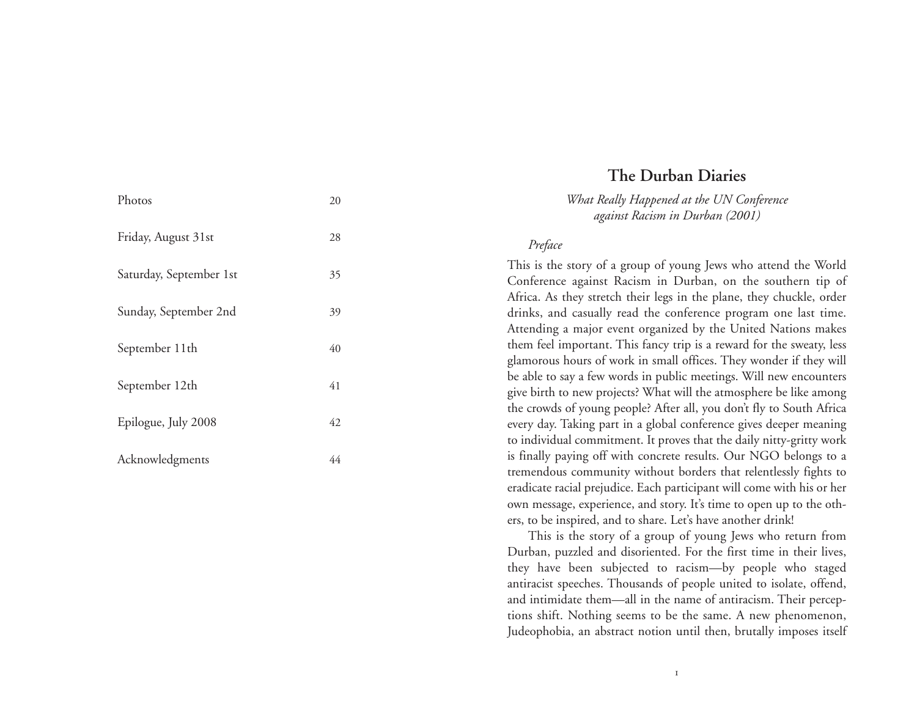| | |
|---|---|
| Photos | 20 |
| Friday, August 31st | 28 |
| Saturday, September 1st | 35 |
| Sunday, September 2nd | 39 |
| September 11th | 40 |
| September 12th | 41 |
| Epilogue, July 2008 | 42 |
| Acknowledgments | 44 |

# The Durban Diaries

*What Really Happened at the UN Conference against Racism in Durban (2001)*

*Preface*

This is the story of a group of young Jews who attend the World Conference against Racism in Durban, on the southern tip of Africa. As they stretch their legs in the plane, they chuckle, order drinks, and casually read the conference program one last time. Attending a major event organized by the United Nations makes them feel important. This fancy trip is a reward for the sweaty, less glamorous hours of work in small offices. They wonder if they will be able to say a few words in public meetings. Will new encounters give birth to new projects? What will the atmosphere be like among the crowds of young people? After all, you don't fly to South Africa every day. Taking part in a global conference gives deeper meaning to individual commitment. It proves that the daily nitty-gritty work is finally paying off with concrete results. Our NGO belongs to a tremendous community without borders that relentlessly fights to eradicate racial prejudice. Each participant will come with his or her own message, experience, and story. It's time to open up to the others, to be inspired, and to share. Let's have another drink!

This is the story of a group of young Jews who return from Durban, puzzled and disoriented. For the first time in their lives, they have been subjected to racism—by people who staged antiracist speeches. Thousands of people united to isolate, offend, and intimidate them—all in the name of antiracism. Their perceptions shift. Nothing seems to be the same. A new phenomenon, Judeophobia, an abstract notion until then, brutally imposes itself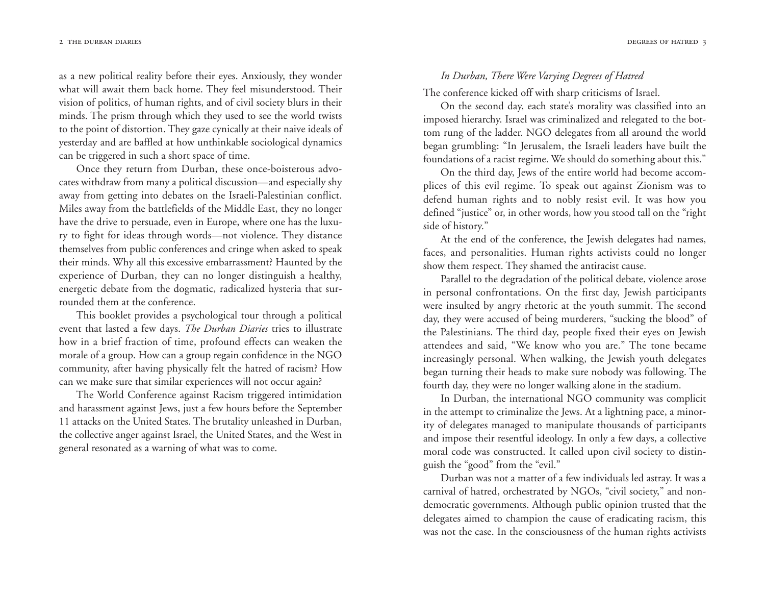as a new political reality before their eyes. Anxiously, they wonder what will await them back home. They feel misunderstood. Their vision of politics, of human rights, and of civil society blurs in their minds. The prism through which they used to see the world twists to the point of distortion. They gaze cynically at their naive ideals of yesterday and are baffled at how unthinkable sociological dynamics can be triggered in such a short space of time.

Once they return from Durban, these once-boisterous advocates withdraw from many a political discussion—and especially shy away from getting into debates on the Israeli-Palestinian conflict. Miles away from the battlefields of the Middle East, they no longer have the drive to persuade, even in Europe, where one has the luxury to fight for ideas through words—not violence. They distance themselves from public conferences and cringe when asked to speak their minds. Why all this excessive embarrassment? Haunted by the experience of Durban, they can no longer distinguish a healthy, energetic debate from the dogmatic, radicalized hysteria that surrounded them at the conference.

This booklet provides a psychological tour through a political event that lasted a few days. *The Durban Diaries* tries to illustrate how in a brief fraction of time, profound effects can weaken the morale of a group. How can a group regain confidence in the NGO community, after having physically felt the hatred of racism? How can we make sure that similar experiences will not occur again?

The World Conference against Racism triggered intimidation and harassment against Jews, just a few hours before the September 11 attacks on the United States. The brutality unleashed in Durban, the collective anger against Israel, the United States, and the West in general resonated as a warning of what was to come.

*In Durban, There Were Varying Degrees of Hatred*

The conference kicked off with sharp criticisms of Israel.

On the second day, each state's morality was classified into an imposed hierarchy. Israel was criminalized and relegated to the bottom rung of the ladder. NGO delegates from all around the world began grumbling: "In Jerusalem, the Israeli leaders have built the foundations of a racist regime. We should do something about this."

On the third day, Jews of the entire world had become accomplices of this evil regime. To speak out against Zionism was to defend human rights and to nobly resist evil. It was how you defined "justice" or, in other words, how you stood tall on the "right side of history."

At the end of the conference, the Jewish delegates had names, faces, and personalities. Human rights activists could no longer show them respect. They shamed the antiracist cause.

Parallel to the degradation of the political debate, violence arose in personal confrontations. On the first day, Jewish participants were insulted by angry rhetoric at the youth summit. The second day, they were accused of being murderers, "sucking the blood" of the Palestinians. The third day, people fixed their eyes on Jewish attendees and said, "We know who you are." The tone became increasingly personal. When walking, the Jewish youth delegates began turning their heads to make sure nobody was following. The fourth day, they were no longer walking alone in the stadium.

In Durban, the international NGO community was complicit in the attempt to criminalize the Jews. At a lightning pace, a minority of delegates managed to manipulate thousands of participants and impose their resentful ideology. In only a few days, a collective moral code was constructed. It called upon civil society to distinguish the "good" from the "evil."

Durban was not a matter of a few individuals led astray. It was a carnival of hatred, orchestrated by NGOs, "civil society," and nondemocratic governments. Although public opinion trusted that the delegates aimed to champion the cause of eradicating racism, this was not the case. In the consciousness of the human rights activists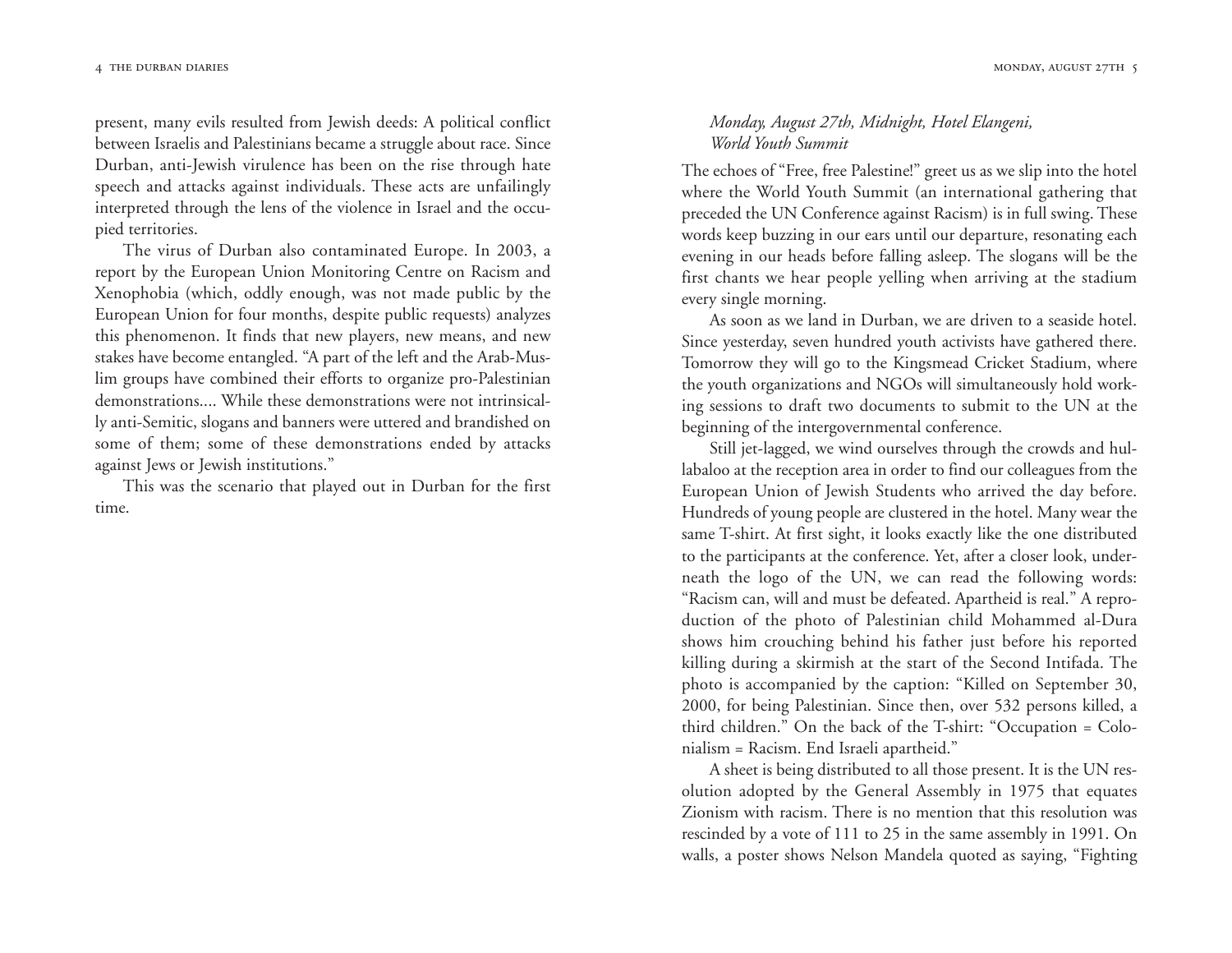present, many evils resulted from Jewish deeds: A political conflict between Israelis and Palestinians became a struggle about race. Since Durban, anti-Jewish virulence has been on the rise through hate speech and attacks against individuals. These acts are unfailingly interpreted through the lens of the violence in Israel and the occupied territories.

The virus of Durban also contaminated Europe. In 2003, a report by the European Union Monitoring Centre on Racism and Xenophobia (which, oddly enough, was not made public by the European Union for four months, despite public requests) analyzes this phenomenon. It finds that new players, new means, and new stakes have become entangled. "A part of the left and the Arab-Muslim groups have combined their efforts to organize pro-Palestinian demonstrations.... While these demonstrations were not intrinsically anti-Semitic, slogans and banners were uttered and brandished on some of them; some of these demonstrations ended by attacks against Jews or Jewish institutions."

This was the scenario that played out in Durban for the first time.

*Monday, August 27th, Midnight, Hotel Elangeni, World Youth Summit*

The echoes of "Free, free Palestine!" greet us as we slip into the hotel where the World Youth Summit (an international gathering that preceded the UN Conference against Racism) is in full swing. These words keep buzzing in our ears until our departure, resonating each evening in our heads before falling asleep. The slogans will be the first chants we hear people yelling when arriving at the stadium every single morning.

As soon as we land in Durban, we are driven to a seaside hotel. Since yesterday, seven hundred youth activists have gathered there. Tomorrow they will go to the Kingsmead Cricket Stadium, where the youth organizations and NGOs will simultaneously hold working sessions to draft two documents to submit to the UN at the beginning of the intergovernmental conference.

Still jet-lagged, we wind ourselves through the crowds and hullabaloo at the reception area in order to find our colleagues from the European Union of Jewish Students who arrived the day before. Hundreds of young people are clustered in the hotel. Many wear the same T-shirt. At first sight, it looks exactly like the one distributed to the participants at the conference. Yet, after a closer look, underneath the logo of the UN, we can read the following words: "Racism can, will and must be defeated. Apartheid is real." A reproduction of the photo of Palestinian child Mohammed al-Dura shows him crouching behind his father just before his reported killing during a skirmish at the start of the Second Intifada. The photo is accompanied by the caption: "Killed on September 30, 2000, for being Palestinian. Since then, over 532 persons killed, a third children." On the back of the T-shirt: "Occupation = Colonialism = Racism. End Israeli apartheid."

A sheet is being distributed to all those present. It is the UN resolution adopted by the General Assembly in 1975 that equates Zionism with racism. There is no mention that this resolution was rescinded by a vote of 111 to 25 in the same assembly in 1991. On walls, a poster shows Nelson Mandela quoted as saying, "Fighting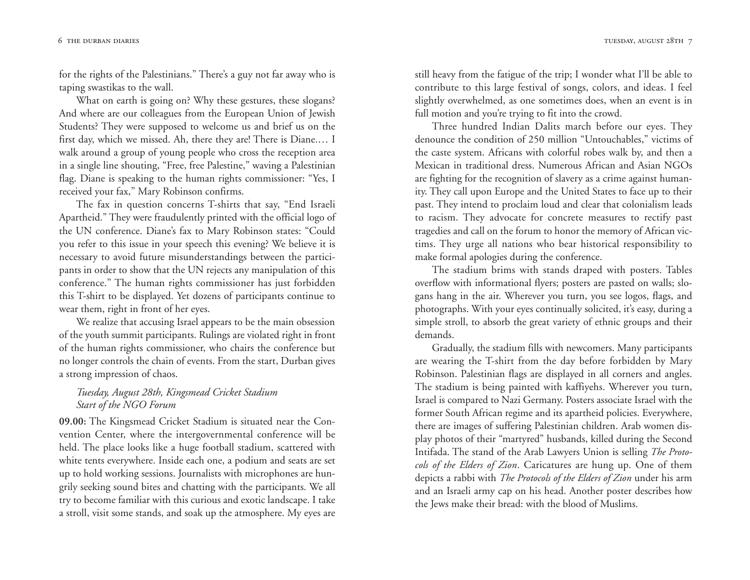for the rights of the Palestinians." There's a guy not far away who is taping swastikas to the wall.

What on earth is going on? Why these gestures, these slogans? And where are our colleagues from the European Union of Jewish Students? They were supposed to welcome us and brief us on the first day, which we missed. Ah, there they are! There is Diane.… I walk around a group of young people who cross the reception area in a single line shouting, "Free, free Palestine," waving a Palestinian flag. Diane is speaking to the human rights commissioner: "Yes, I received your fax," Mary Robinson confirms.

The fax in question concerns T-shirts that say, "End Israeli Apartheid." They were fraudulently printed with the official logo of the UN conference. Diane's fax to Mary Robinson states: "Could you refer to this issue in your speech this evening? We believe it is necessary to avoid future misunderstandings between the participants in order to show that the UN rejects any manipulation of this conference." The human rights commissioner has just forbidden this T-shirt to be displayed. Yet dozens of participants continue to wear them, right in front of her eyes.

We realize that accusing Israel appears to be the main obsession of the youth summit participants. Rulings are violated right in front of the human rights commissioner, who chairs the conference but no longer controls the chain of events. From the start, Durban gives a strong impression of chaos.

*Tuesday, August 28th, Kingsmead Cricket Stadium*
*Start of the NGO Forum*

**09.00:** The Kingsmead Cricket Stadium is situated near the Convention Center, where the intergovernmental conference will be held. The place looks like a huge football stadium, scattered with white tents everywhere. Inside each one, a podium and seats are set up to hold working sessions. Journalists with microphones are hungrily seeking sound bites and chatting with the participants. We all try to become familiar with this curious and exotic landscape. I take a stroll, visit some stands, and soak up the atmosphere. My eyes are still heavy from the fatigue of the trip; I wonder what I'll be able to contribute to this large festival of songs, colors, and ideas. I feel slightly overwhelmed, as one sometimes does, when an event is in full motion and you're trying to fit into the crowd.

Three hundred Indian Dalits march before our eyes. They denounce the condition of 250 million "Untouchables," victims of the caste system. Africans with colorful robes walk by, and then a Mexican in traditional dress. Numerous African and Asian NGOs are fighting for the recognition of slavery as a crime against humanity. They call upon Europe and the United States to face up to their past. They intend to proclaim loud and clear that colonialism leads to racism. They advocate for concrete measures to rectify past tragedies and call on the forum to honor the memory of African victims. They urge all nations who bear historical responsibility to make formal apologies during the conference.

The stadium brims with stands draped with posters. Tables overflow with informational flyers; posters are pasted on walls; slogans hang in the air. Wherever you turn, you see logos, flags, and photographs. With your eyes continually solicited, it's easy, during a simple stroll, to absorb the great variety of ethnic groups and their demands.

Gradually, the stadium fills with newcomers. Many participants are wearing the T-shirt from the day before forbidden by Mary Robinson. Palestinian flags are displayed in all corners and angles. The stadium is being painted with kaffiyehs. Wherever you turn, Israel is compared to Nazi Germany. Posters associate Israel with the former South African regime and its apartheid policies. Everywhere, there are images of suffering Palestinian children. Arab women display photos of their "martyred" husbands, killed during the Second Intifada. The stand of the Arab Lawyers Union is selling *The Protocols of the Elders of Zion*. Caricatures are hung up. One of them depicts a rabbi with *The Protocols of the Elders of Zion* under his arm and an Israeli army cap on his head. Another poster describes how the Jews make their bread: with the blood of Muslims.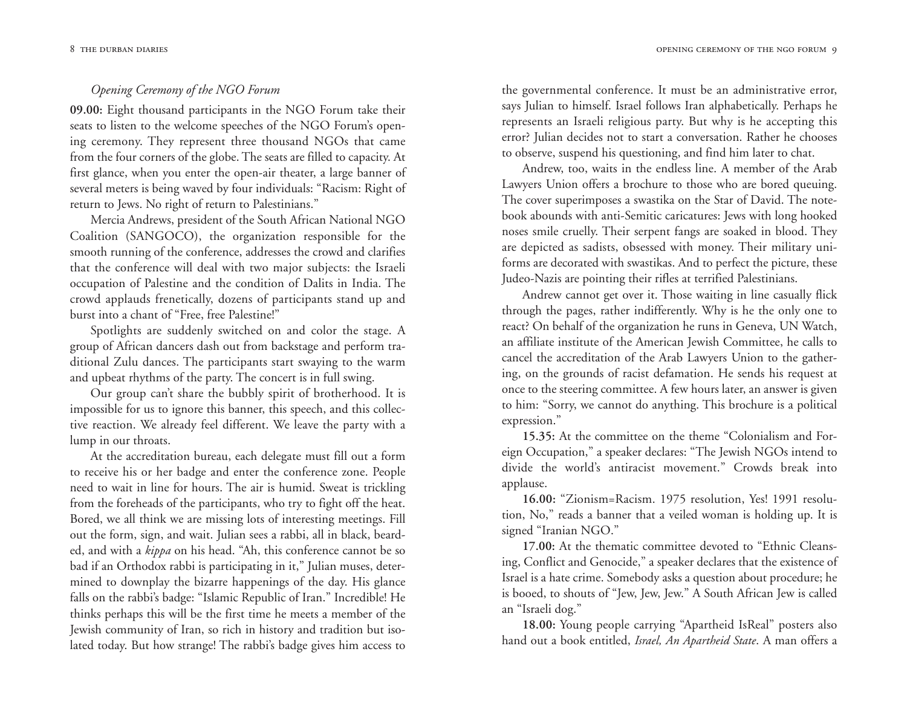*Opening Ceremony of the NGO Forum*

**09.00:** Eight thousand participants in the NGO Forum take their seats to listen to the welcome speeches of the NGO Forum's opening ceremony. They represent three thousand NGOs that came from the four corners of the globe. The seats are filled to capacity. At first glance, when you enter the open-air theater, a large banner of several meters is being waved by four individuals: "Racism: Right of return to Jews. No right of return to Palestinians."

Mercia Andrews, president of the South African National NGO Coalition (SANGOCO), the organization responsible for the smooth running of the conference, addresses the crowd and clarifies that the conference will deal with two major subjects: the Israeli occupation of Palestine and the condition of Dalits in India. The crowd applauds frenetically, dozens of participants stand up and burst into a chant of "Free, free Palestine!"

Spotlights are suddenly switched on and color the stage. A group of African dancers dash out from backstage and perform traditional Zulu dances. The participants start swaying to the warm and upbeat rhythms of the party. The concert is in full swing.

Our group can't share the bubbly spirit of brotherhood. It is impossible for us to ignore this banner, this speech, and this collective reaction. We already feel different. We leave the party with a lump in our throats.

At the accreditation bureau, each delegate must fill out a form to receive his or her badge and enter the conference zone. People need to wait in line for hours. The air is humid. Sweat is trickling from the foreheads of the participants, who try to fight off the heat. Bored, we all think we are missing lots of interesting meetings. Fill out the form, sign, and wait. Julian sees a rabbi, all in black, bearded, and with a *kippa* on his head. "Ah, this conference cannot be so bad if an Orthodox rabbi is participating in it," Julian muses, determined to downplay the bizarre happenings of the day. His glance falls on the rabbi's badge: "Islamic Republic of Iran." Incredible! He thinks perhaps this will be the first time he meets a member of the Jewish community of Iran, so rich in history and tradition but isolated today. But how strange! The rabbi's badge gives him access to the governmental conference. It must be an administrative error, says Julian to himself. Israel follows Iran alphabetically. Perhaps he represents an Israeli religious party. But why is he accepting this error? Julian decides not to start a conversation. Rather he chooses to observe, suspend his questioning, and find him later to chat.

Andrew, too, waits in the endless line. A member of the Arab Lawyers Union offers a brochure to those who are bored queuing. The cover superimposes a swastika on the Star of David. The notebook abounds with anti-Semitic caricatures: Jews with long hooked noses smile cruelly. Their serpent fangs are soaked in blood. They are depicted as sadists, obsessed with money. Their military uniforms are decorated with swastikas. And to perfect the picture, these Judeo-Nazis are pointing their rifles at terrified Palestinians.

Andrew cannot get over it. Those waiting in line casually flick through the pages, rather indifferently. Why is he the only one to react? On behalf of the organization he runs in Geneva, UN Watch, an affiliate institute of the American Jewish Committee, he calls to cancel the accreditation of the Arab Lawyers Union to the gathering, on the grounds of racist defamation. He sends his request at once to the steering committee. A few hours later, an answer is given to him: "Sorry, we cannot do anything. This brochure is a political expression."

**15.35:** At the committee on the theme "Colonialism and Foreign Occupation," a speaker declares: "The Jewish NGOs intend to divide the world's antiracist movement." Crowds break into applause.

**16.00:** "Zionism=Racism. 1975 resolution, Yes! 1991 resolution, No," reads a banner that a veiled woman is holding up. It is signed "Iranian NGO."

**17.00:** At the thematic committee devoted to "Ethnic Cleansing, Conflict and Genocide," a speaker declares that the existence of Israel is a hate crime. Somebody asks a question about procedure; he is booed, to shouts of "Jew, Jew, Jew." A South African Jew is called an "Israeli dog."

**18.00:** Young people carrying "Apartheid IsReal" posters also hand out a book entitled, *Israel, An Apartheid State*. A man offers a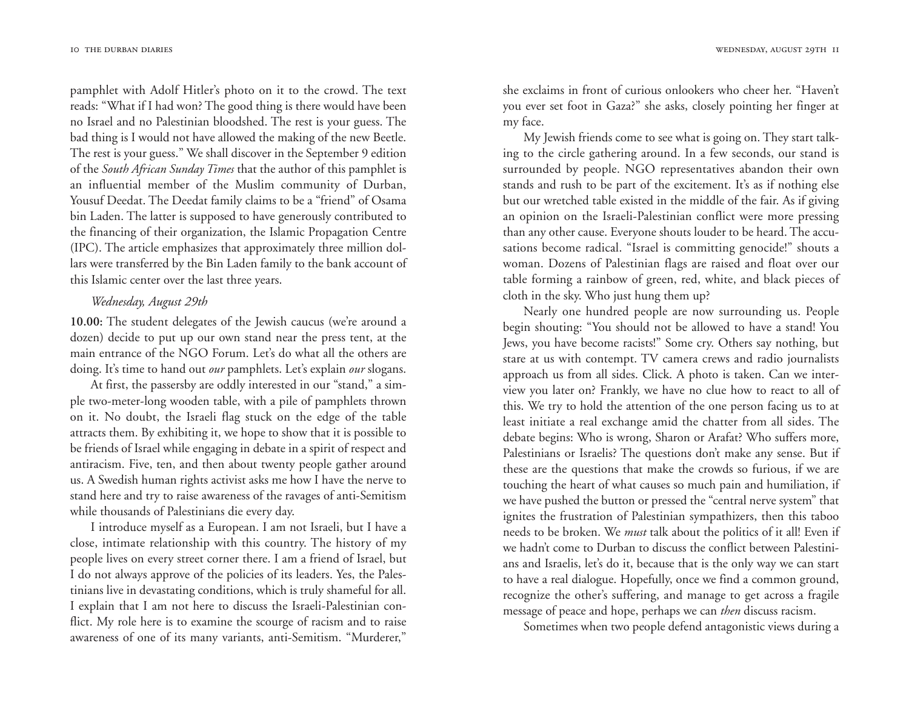pamphlet with Adolf Hitler's photo on it to the crowd. The text reads: "What if I had won? The good thing is there would have been no Israel and no Palestinian bloodshed. The rest is your guess. The bad thing is I would not have allowed the making of the new Beetle. The rest is your guess." We shall discover in the September 9 edition of the *South African Sunday Times* that the author of this pamphlet is an influential member of the Muslim community of Durban, Yousuf Deedat. The Deedat family claims to be a "friend" of Osama bin Laden. The latter is supposed to have generously contributed to the financing of their organization, the Islamic Propagation Centre (IPC). The article emphasizes that approximately three million dollars were transferred by the Bin Laden family to the bank account of this Islamic center over the last three years.

*Wednesday, August 29th*

**10.00:** The student delegates of the Jewish caucus (we're around a dozen) decide to put up our own stand near the press tent, at the main entrance of the NGO Forum. Let's do what all the others are doing. It's time to hand out *our* pamphlets. Let's explain *our* slogans.

At first, the passersby are oddly interested in our "stand," a simple two-meter-long wooden table, with a pile of pamphlets thrown on it. No doubt, the Israeli flag stuck on the edge of the table attracts them. By exhibiting it, we hope to show that it is possible to be friends of Israel while engaging in debate in a spirit of respect and antiracism. Five, ten, and then about twenty people gather around us. A Swedish human rights activist asks me how I have the nerve to stand here and try to raise awareness of the ravages of anti-Semitism while thousands of Palestinians die every day.

I introduce myself as a European. I am not Israeli, but I have a close, intimate relationship with this country. The history of my people lives on every street corner there. I am a friend of Israel, but I do not always approve of the policies of its leaders. Yes, the Palestinians live in devastating conditions, which is truly shameful for all. I explain that I am not here to discuss the Israeli-Palestinian conflict. My role here is to examine the scourge of racism and to raise awareness of one of its many variants, anti-Semitism. "Murderer," she exclaims in front of curious onlookers who cheer her. "Haven't you ever set foot in Gaza?" she asks, closely pointing her finger at my face.

My Jewish friends come to see what is going on. They start talking to the circle gathering around. In a few seconds, our stand is surrounded by people. NGO representatives abandon their own stands and rush to be part of the excitement. It's as if nothing else but our wretched table existed in the middle of the fair. As if giving an opinion on the Israeli-Palestinian conflict were more pressing than any other cause. Everyone shouts louder to be heard. The accusations become radical. "Israel is committing genocide!" shouts a woman. Dozens of Palestinian flags are raised and float over our table forming a rainbow of green, red, white, and black pieces of cloth in the sky. Who just hung them up?

Nearly one hundred people are now surrounding us. People begin shouting: "You should not be allowed to have a stand! You Jews, you have become racists!" Some cry. Others say nothing, but stare at us with contempt. TV camera crews and radio journalists approach us from all sides. Click. A photo is taken. Can we interview you later on? Frankly, we have no clue how to react to all of this. We try to hold the attention of the one person facing us to at least initiate a real exchange amid the chatter from all sides. The debate begins: Who is wrong, Sharon or Arafat? Who suffers more, Palestinians or Israelis? The questions don't make any sense. But if these are the questions that make the crowds so furious, if we are touching the heart of what causes so much pain and humiliation, if we have pushed the button or pressed the "central nerve system" that ignites the frustration of Palestinian sympathizers, then this taboo needs to be broken. We *must* talk about the politics of it all! Even if we hadn't come to Durban to discuss the conflict between Palestinians and Israelis, let's do it, because that is the only way we can start to have a real dialogue. Hopefully, once we find a common ground, recognize the other's suffering, and manage to get across a fragile message of peace and hope, perhaps we can *then* discuss racism.

Sometimes when two people defend antagonistic views during a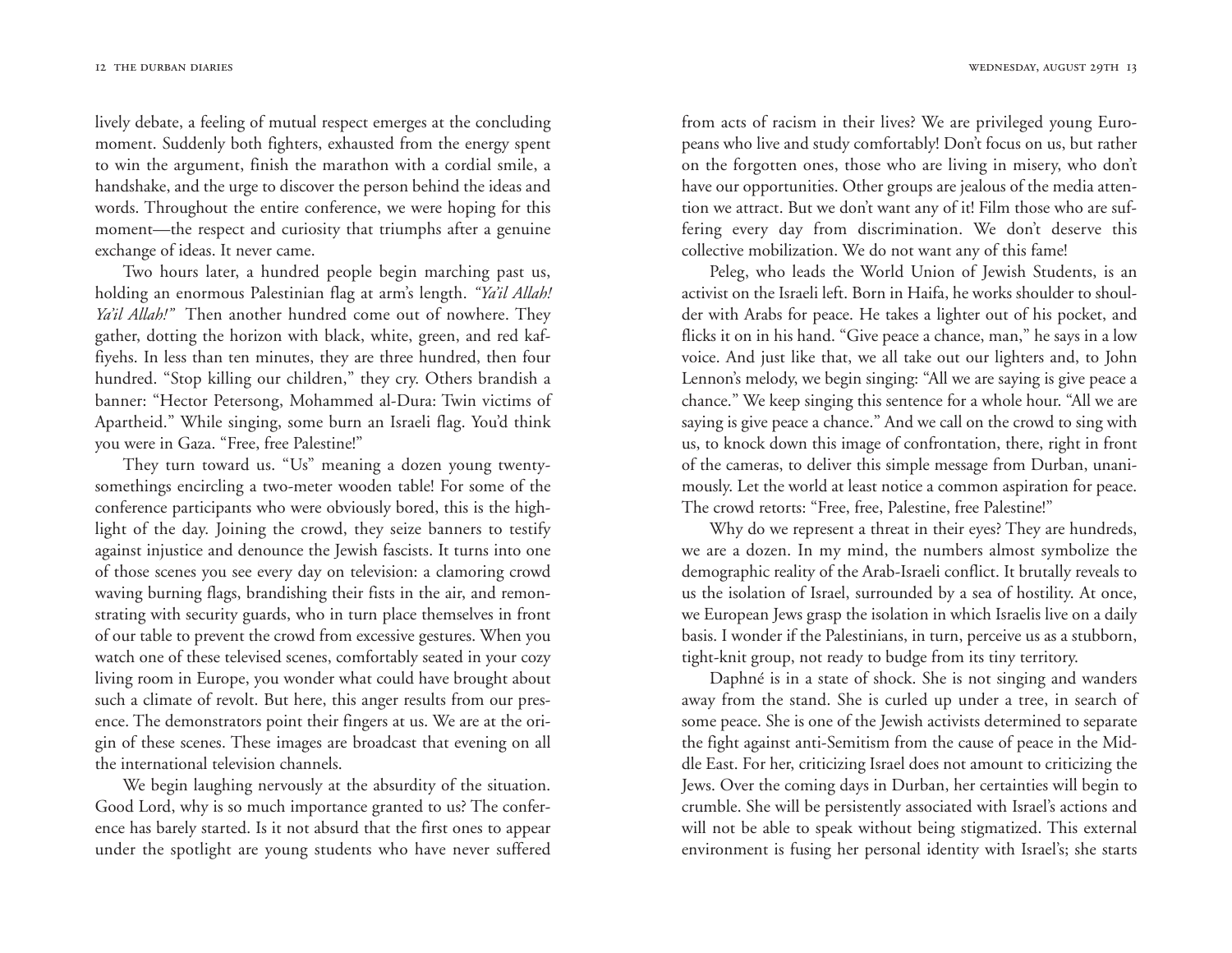lively debate, a feeling of mutual respect emerges at the concluding moment. Suddenly both fighters, exhausted from the energy spent to win the argument, finish the marathon with a cordial smile, a handshake, and the urge to discover the person behind the ideas and words. Throughout the entire conference, we were hoping for this moment—the respect and curiosity that triumphs after a genuine exchange of ideas. It never came.

Two hours later, a hundred people begin marching past us, holding an enormous Palestinian flag at arm's length. *"Ya'il Allah! Ya'il Allah!"* Then another hundred come out of nowhere. They gather, dotting the horizon with black, white, green, and red kaffiyehs. In less than ten minutes, they are three hundred, then four hundred. "Stop killing our children," they cry. Others brandish a banner: "Hector Petersong, Mohammed al-Dura: Twin victims of Apartheid." While singing, some burn an Israeli flag. You'd think you were in Gaza. "Free, free Palestine!"

They turn toward us. "Us" meaning a dozen young twenty-somethings encircling a two-meter wooden table! For some of the conference participants who were obviously bored, this is the highlight of the day. Joining the crowd, they seize banners to testify against injustice and denounce the Jewish fascists. It turns into one of those scenes you see every day on television: a clamoring crowd waving burning flags, brandishing their fists in the air, and remonstrating with security guards, who in turn place themselves in front of our table to prevent the crowd from excessive gestures. When you watch one of these televised scenes, comfortably seated in your cozy living room in Europe, you wonder what could have brought about such a climate of revolt. But here, this anger results from our presence. The demonstrators point their fingers at us. We are at the origin of these scenes. These images are broadcast that evening on all the international television channels.

We begin laughing nervously at the absurdity of the situation. Good Lord, why is so much importance granted to us? The conference has barely started. Is it not absurd that the first ones to appear under the spotlight are young students who have never suffered from acts of racism in their lives? We are privileged young Europeans who live and study comfortably! Don't focus on us, but rather on the forgotten ones, those who are living in misery, who don't have our opportunities. Other groups are jealous of the media attention we attract. But we don't want any of it! Film those who are suffering every day from discrimination. We don't deserve this collective mobilization. We do not want any of this fame!

Peleg, who leads the World Union of Jewish Students, is an activist on the Israeli left. Born in Haifa, he works shoulder to shoulder with Arabs for peace. He takes a lighter out of his pocket, and flicks it on in his hand. "Give peace a chance, man," he says in a low voice. And just like that, we all take out our lighters and, to John Lennon's melody, we begin singing: "All we are saying is give peace a chance." We keep singing this sentence for a whole hour. "All we are saying is give peace a chance." And we call on the crowd to sing with us, to knock down this image of confrontation, there, right in front of the cameras, to deliver this simple message from Durban, unanimously. Let the world at least notice a common aspiration for peace. The crowd retorts: "Free, free, Palestine, free Palestine!"

Why do we represent a threat in their eyes? They are hundreds, we are a dozen. In my mind, the numbers almost symbolize the demographic reality of the Arab-Israeli conflict. It brutally reveals to us the isolation of Israel, surrounded by a sea of hostility. At once, we European Jews grasp the isolation in which Israelis live on a daily basis. I wonder if the Palestinians, in turn, perceive us as a stubborn, tight-knit group, not ready to budge from its tiny territory.

Daphné is in a state of shock. She is not singing and wanders away from the stand. She is curled up under a tree, in search of some peace. She is one of the Jewish activists determined to separate the fight against anti-Semitism from the cause of peace in the Middle East. For her, criticizing Israel does not amount to criticizing the Jews. Over the coming days in Durban, her certainties will begin to crumble. She will be persistently associated with Israel's actions and will not be able to speak without being stigmatized. This external environment is fusing her personal identity with Israel's; she starts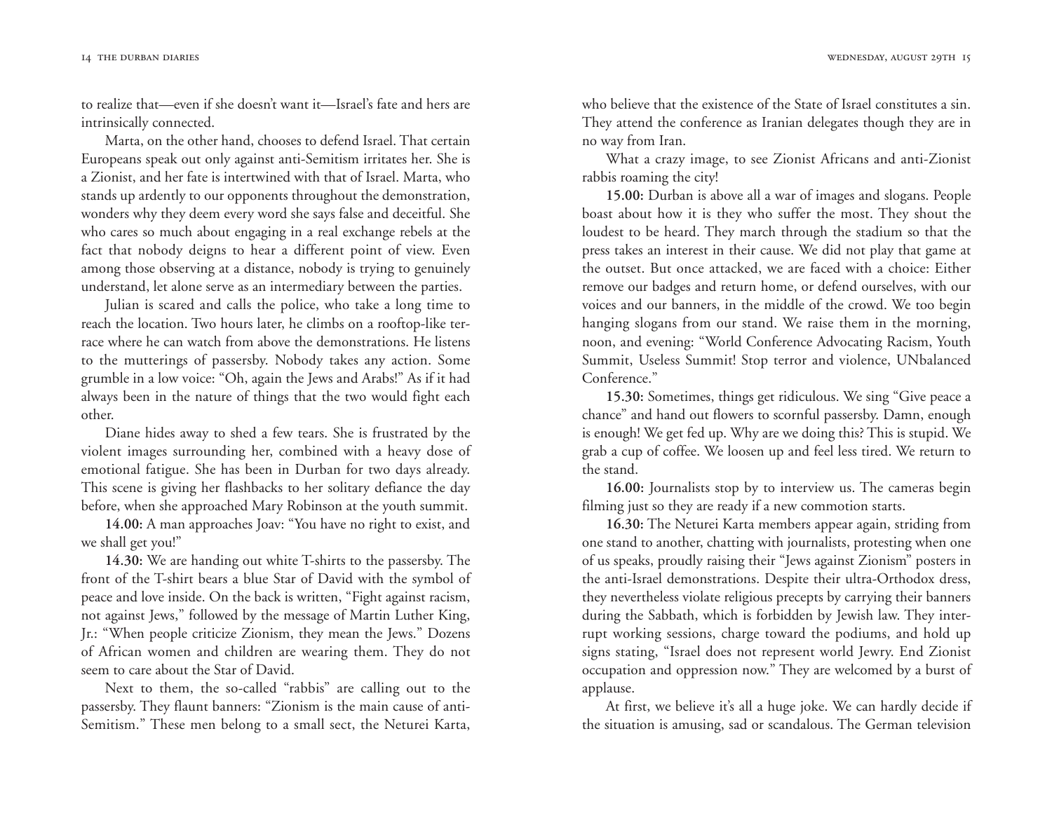to realize that—even if she doesn't want it—Israel's fate and hers are intrinsically connected.

Marta, on the other hand, chooses to defend Israel. That certain Europeans speak out only against anti-Semitism irritates her. She is a Zionist, and her fate is intertwined with that of Israel. Marta, who stands up ardently to our opponents throughout the demonstration, wonders why they deem every word she says false and deceitful. She who cares so much about engaging in a real exchange rebels at the fact that nobody deigns to hear a different point of view. Even among those observing at a distance, nobody is trying to genuinely understand, let alone serve as an intermediary between the parties.

Julian is scared and calls the police, who take a long time to reach the location. Two hours later, he climbs on a rooftop-like terrace where he can watch from above the demonstrations. He listens to the mutterings of passersby. Nobody takes any action. Some grumble in a low voice: "Oh, again the Jews and Arabs!" As if it had always been in the nature of things that the two would fight each other.

Diane hides away to shed a few tears. She is frustrated by the violent images surrounding her, combined with a heavy dose of emotional fatigue. She has been in Durban for two days already. This scene is giving her flashbacks to her solitary defiance the day before, when she approached Mary Robinson at the youth summit.

**14.00:** A man approaches Joav: "You have no right to exist, and we shall get you!"

**14.30:** We are handing out white T-shirts to the passersby. The front of the T-shirt bears a blue Star of David with the symbol of peace and love inside. On the back is written, "Fight against racism, not against Jews," followed by the message of Martin Luther King, Jr.: "When people criticize Zionism, they mean the Jews." Dozens of African women and children are wearing them. They do not seem to care about the Star of David.

Next to them, the so-called "rabbis" are calling out to the passersby. They flaunt banners: "Zionism is the main cause of anti-Semitism." These men belong to a small sect, the Neturei Karta, who believe that the existence of the State of Israel constitutes a sin. They attend the conference as Iranian delegates though they are in no way from Iran.

What a crazy image, to see Zionist Africans and anti-Zionist rabbis roaming the city!

**15.00:** Durban is above all a war of images and slogans. People boast about how it is they who suffer the most. They shout the loudest to be heard. They march through the stadium so that the press takes an interest in their cause. We did not play that game at the outset. But once attacked, we are faced with a choice: Either remove our badges and return home, or defend ourselves, with our voices and our banners, in the middle of the crowd. We too begin hanging slogans from our stand. We raise them in the morning, noon, and evening: "World Conference Advocating Racism, Youth Summit, Useless Summit! Stop terror and violence, UNbalanced Conference."

**15.30:** Sometimes, things get ridiculous. We sing "Give peace a chance" and hand out flowers to scornful passersby. Damn, enough is enough! We get fed up. Why are we doing this? This is stupid. We grab a cup of coffee. We loosen up and feel less tired. We return to the stand.

**16.00:** Journalists stop by to interview us. The cameras begin filming just so they are ready if a new commotion starts.

**16.30:** The Neturei Karta members appear again, striding from one stand to another, chatting with journalists, protesting when one of us speaks, proudly raising their "Jews against Zionism" posters in the anti-Israel demonstrations. Despite their ultra-Orthodox dress, they nevertheless violate religious precepts by carrying their banners during the Sabbath, which is forbidden by Jewish law. They interrupt working sessions, charge toward the podiums, and hold up signs stating, "Israel does not represent world Jewry. End Zionist occupation and oppression now." They are welcomed by a burst of applause.

At first, we believe it's all a huge joke. We can hardly decide if the situation is amusing, sad or scandalous. The German television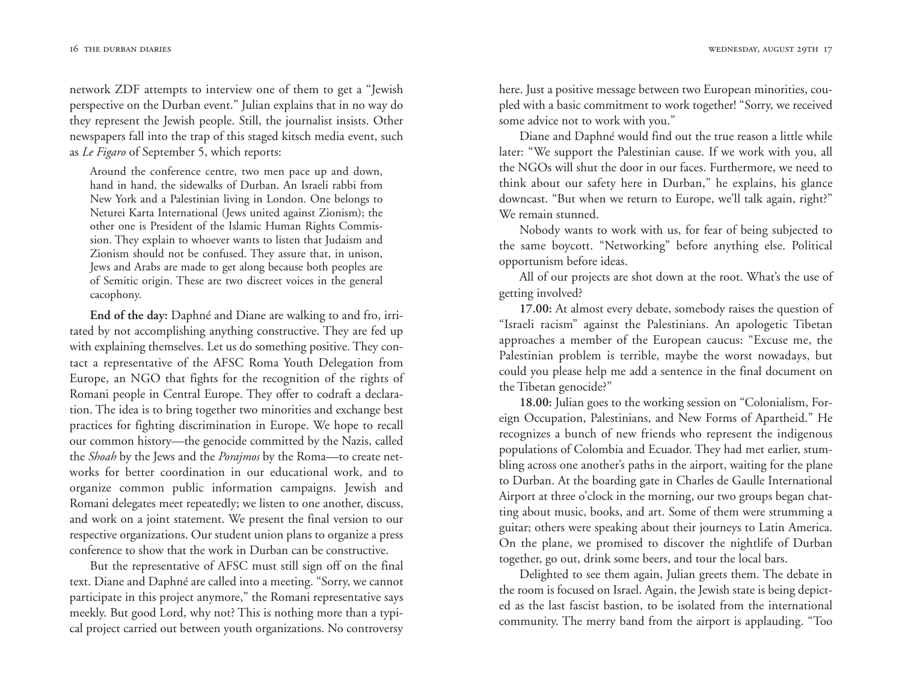network ZDF attempts to interview one of them to get a "Jewish perspective on the Durban event." Julian explains that in no way do they represent the Jewish people. Still, the journalist insists. Other newspapers fall into the trap of this staged kitsch media event, such as *Le Figaro* of September 5, which reports:

> Around the conference centre, two men pace up and down, hand in hand, the sidewalks of Durban. An Israeli rabbi from New York and a Palestinian living in London. One belongs to Neturei Karta International (Jews united against Zionism); the other one is President of the Islamic Human Rights Commission. They explain to whoever wants to listen that Judaism and Zionism should not be confused. They assure that, in unison, Jews and Arabs are made to get along because both peoples are of Semitic origin. These are two discreet voices in the general cacophony.

**End of the day:** Daphné and Diane are walking to and fro, irritated by not accomplishing anything constructive. They are fed up with explaining themselves. Let us do something positive. They contact a representative of the AFSC Roma Youth Delegation from Europe, an NGO that fights for the recognition of the rights of Romani people in Central Europe. They offer to codraft a declaration. The idea is to bring together two minorities and exchange best practices for fighting discrimination in Europe. We hope to recall our common history—the genocide committed by the Nazis, called the *Shoah* by the Jews and the *Porajmos* by the Roma—to create networks for better coordination in our educational work, and to organize common public information campaigns. Jewish and Romani delegates meet repeatedly; we listen to one another, discuss, and work on a joint statement. We present the final version to our respective organizations. Our student union plans to organize a press conference to show that the work in Durban can be constructive.

But the representative of AFSC must still sign off on the final text. Diane and Daphné are called into a meeting. "Sorry, we cannot participate in this project anymore," the Romani representative says meekly. But good Lord, why not? This is nothing more than a typical project carried out between youth organizations. No controversy here. Just a positive message between two European minorities, coupled with a basic commitment to work together! "Sorry, we received some advice not to work with you."

Diane and Daphné would find out the true reason a little while later: "We support the Palestinian cause. If we work with you, all the NGOs will shut the door in our faces. Furthermore, we need to think about our safety here in Durban," he explains, his glance downcast. "But when we return to Europe, we'll talk again, right?" We remain stunned.

Nobody wants to work with us, for fear of being subjected to the same boycott. "Networking" before anything else. Political opportunism before ideas.

All of our projects are shot down at the root. What's the use of getting involved?

**17.00:** At almost every debate, somebody raises the question of "Israeli racism" against the Palestinians. An apologetic Tibetan approaches a member of the European caucus: "Excuse me, the Palestinian problem is terrible, maybe the worst nowadays, but could you please help me add a sentence in the final document on the Tibetan genocide?"

**18.00:** Julian goes to the working session on "Colonialism, Foreign Occupation, Palestinians, and New Forms of Apartheid." He recognizes a bunch of new friends who represent the indigenous populations of Colombia and Ecuador. They had met earlier, stumbling across one another's paths in the airport, waiting for the plane to Durban. At the boarding gate in Charles de Gaulle International Airport at three o'clock in the morning, our two groups began chatting about music, books, and art. Some of them were strumming a guitar; others were speaking about their journeys to Latin America. On the plane, we promised to discover the nightlife of Durban together, go out, drink some beers, and tour the local bars.

Delighted to see them again, Julian greets them. The debate in the room is focused on Israel. Again, the Jewish state is being depicted as the last fascist bastion, to be isolated from the international community. The merry band from the airport is applauding. "Too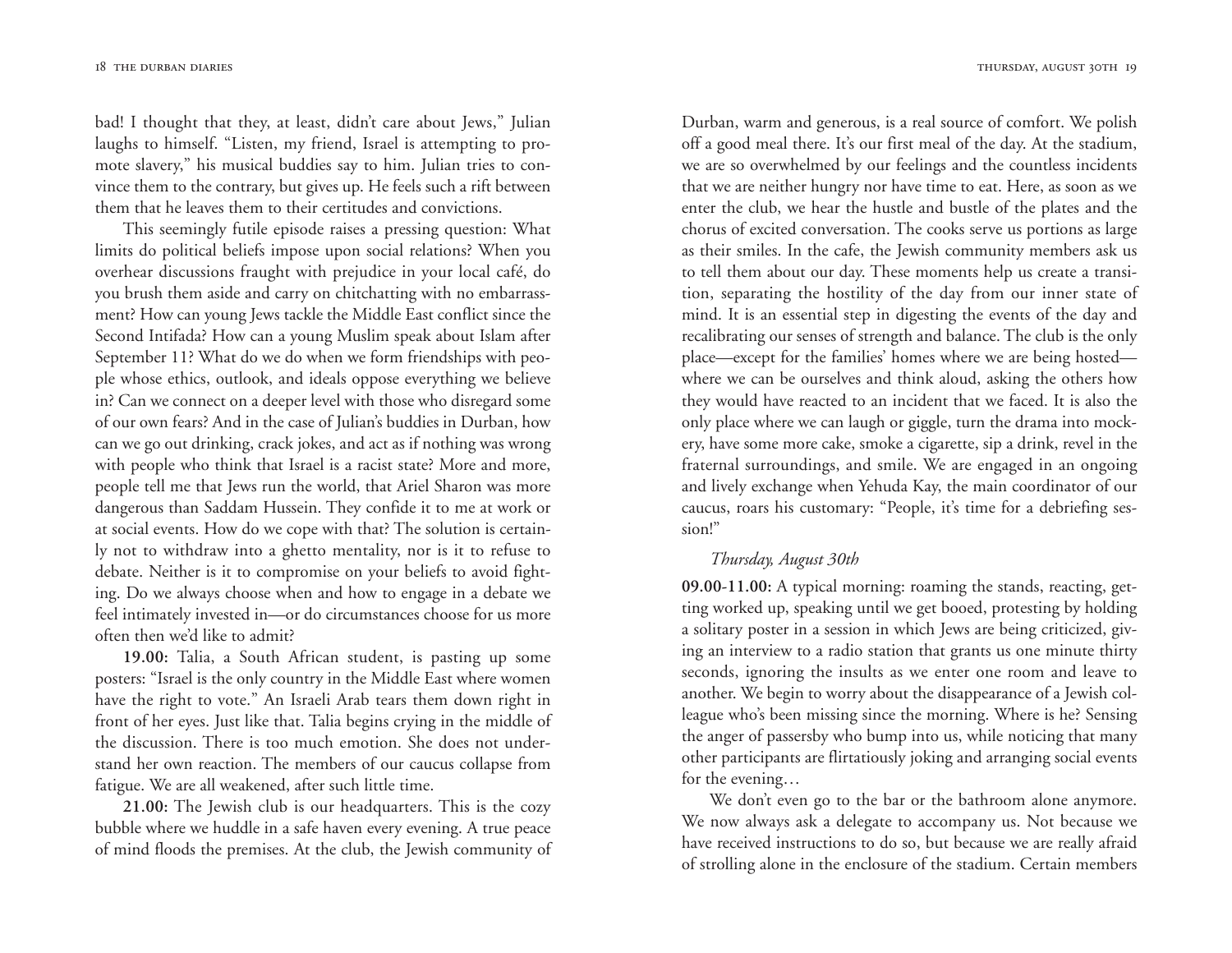bad! I thought that they, at least, didn't care about Jews," Julian laughs to himself. "Listen, my friend, Israel is attempting to promote slavery," his musical buddies say to him. Julian tries to convince them to the contrary, but gives up. He feels such a rift between them that he leaves them to their certitudes and convictions.

This seemingly futile episode raises a pressing question: What limits do political beliefs impose upon social relations? When you overhear discussions fraught with prejudice in your local café, do you brush them aside and carry on chitchatting with no embarrassment? How can young Jews tackle the Middle East conflict since the Second Intifada? How can a young Muslim speak about Islam after September 11? What do we do when we form friendships with people whose ethics, outlook, and ideals oppose everything we believe in? Can we connect on a deeper level with those who disregard some of our own fears? And in the case of Julian's buddies in Durban, how can we go out drinking, crack jokes, and act as if nothing was wrong with people who think that Israel is a racist state? More and more, people tell me that Jews run the world, that Ariel Sharon was more dangerous than Saddam Hussein. They confide it to me at work or at social events. How do we cope with that? The solution is certainly not to withdraw into a ghetto mentality, nor is it to refuse to debate. Neither is it to compromise on your beliefs to avoid fighting. Do we always choose when and how to engage in a debate we feel intimately invested in—or do circumstances choose for us more often then we'd like to admit?

**19.00:** Talia, a South African student, is pasting up some posters: "Israel is the only country in the Middle East where women have the right to vote." An Israeli Arab tears them down right in front of her eyes. Just like that. Talia begins crying in the middle of the discussion. There is too much emotion. She does not understand her own reaction. The members of our caucus collapse from fatigue. We are all weakened, after such little time.

**21.00:** The Jewish club is our headquarters. This is the cozy bubble where we huddle in a safe haven every evening. A true peace of mind floods the premises. At the club, the Jewish community of Durban, warm and generous, is a real source of comfort. We polish off a good meal there. It's our first meal of the day. At the stadium, we are so overwhelmed by our feelings and the countless incidents that we are neither hungry nor have time to eat. Here, as soon as we enter the club, we hear the hustle and bustle of the plates and the chorus of excited conversation. The cooks serve us portions as large as their smiles. In the cafe, the Jewish community members ask us to tell them about our day. These moments help us create a transition, separating the hostility of the day from our inner state of mind. It is an essential step in digesting the events of the day and recalibrating our senses of strength and balance. The club is the only place—except for the families' homes where we are being hosted—where we can be ourselves and think aloud, asking the others how they would have reacted to an incident that we faced. It is also the only place where we can laugh or giggle, turn the drama into mockery, have some more cake, smoke a cigarette, sip a drink, revel in the fraternal surroundings, and smile. We are engaged in an ongoing and lively exchange when Yehuda Kay, the main coordinator of our caucus, roars his customary: "People, it's time for a debriefing session!"

*Thursday, August 30th*

**09.00-11.00:** A typical morning: roaming the stands, reacting, getting worked up, speaking until we get booed, protesting by holding a solitary poster in a session in which Jews are being criticized, giving an interview to a radio station that grants us one minute thirty seconds, ignoring the insults as we enter one room and leave to another. We begin to worry about the disappearance of a Jewish colleague who's been missing since the morning. Where is he? Sensing the anger of passersby who bump into us, while noticing that many other participants are flirtatiously joking and arranging social events for the evening…

We don't even go to the bar or the bathroom alone anymore. We now always ask a delegate to accompany us. Not because we have received instructions to do so, but because we are really afraid of strolling alone in the enclosure of the stadium. Certain members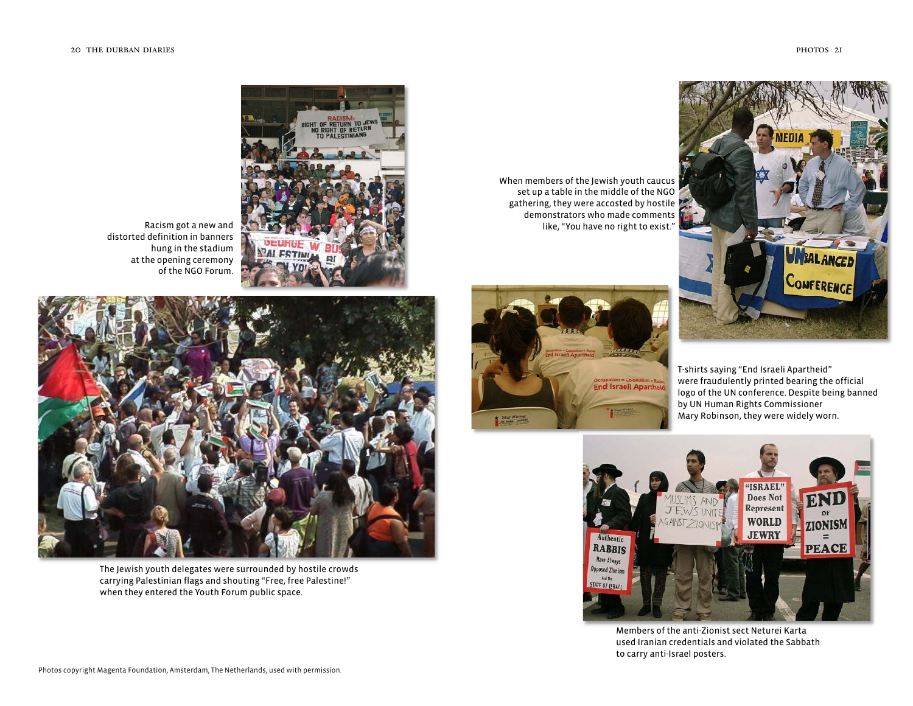Racism got a new and distorted definition in banners hung in the stadium at the opening ceremony of the NGO Forum.

The Jewish youth delegates were surrounded by hostile crowds carrying Palestinian flags and shouting "Free, free Palestine!" when they entered the Youth Forum public space.

When members of the Jewish youth caucus set up a table in the middle of the NGO gathering, they were accosted by hostile demonstrators who made comments like, "You have no right to exist."

T-shirts saying "End Israeli Apartheid" were fraudulently printed bearing the official logo of the UN conference. Despite being banned by UN Human Rights Commissioner Mary Robinson, they were widely worn.

Members of the anti-Zionist sect Neturei Karta used Iranian credentials and violated the Sabbath to carry anti-Israel posters.

Photos copyright Magenta Foundation, Amsterdam, The Netherlands, used with permission.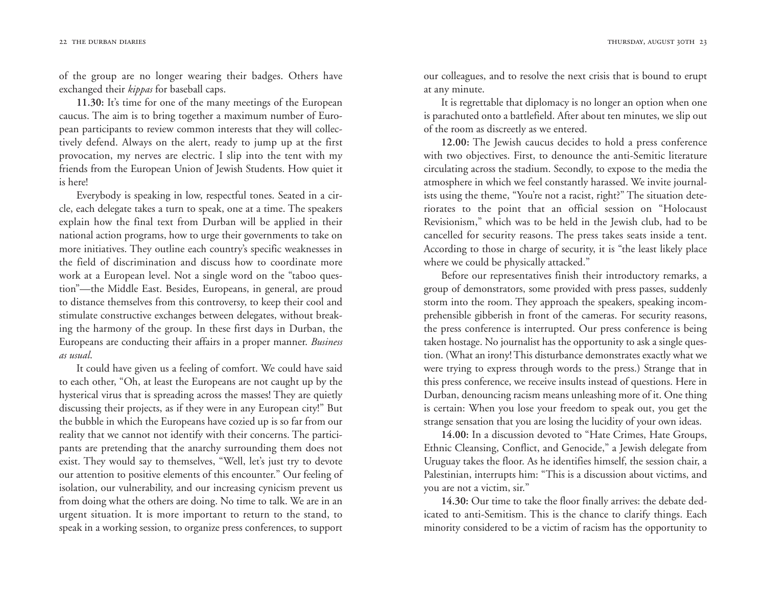of the group are no longer wearing their badges. Others have exchanged their *kippas* for baseball caps.

**11.30:** It's time for one of the many meetings of the European caucus. The aim is to bring together a maximum number of European participants to review common interests that they will collectively defend. Always on the alert, ready to jump up at the first provocation, my nerves are electric. I slip into the tent with my friends from the European Union of Jewish Students. How quiet it is here!

Everybody is speaking in low, respectful tones. Seated in a circle, each delegate takes a turn to speak, one at a time. The speakers explain how the final text from Durban will be applied in their national action programs, how to urge their governments to take on more initiatives. They outline each country's specific weaknesses in the field of discrimination and discuss how to coordinate more work at a European level. Not a single word on the "taboo question"—the Middle East. Besides, Europeans, in general, are proud to distance themselves from this controversy, to keep their cool and stimulate constructive exchanges between delegates, without breaking the harmony of the group. In these first days in Durban, the Europeans are conducting their affairs in a proper manner. *Business as usual*.

It could have given us a feeling of comfort. We could have said to each other, "Oh, at least the Europeans are not caught up by the hysterical virus that is spreading across the masses! They are quietly discussing their projects, as if they were in any European city!" But the bubble in which the Europeans have cozied up is so far from our reality that we cannot not identify with their concerns. The participants are pretending that the anarchy surrounding them does not exist. They would say to themselves, "Well, let's just try to devote our attention to positive elements of this encounter." Our feeling of isolation, our vulnerability, and our increasing cynicism prevent us from doing what the others are doing. No time to talk. We are in an urgent situation. It is more important to return to the stand, to speak in a working session, to organize press conferences, to support our colleagues, and to resolve the next crisis that is bound to erupt at any minute.

It is regrettable that diplomacy is no longer an option when one is parachuted onto a battlefield. After about ten minutes, we slip out of the room as discreetly as we entered.

**12.00:** The Jewish caucus decides to hold a press conference with two objectives. First, to denounce the anti-Semitic literature circulating across the stadium. Secondly, to expose to the media the atmosphere in which we feel constantly harassed. We invite journalists using the theme, "You're not a racist, right?" The situation deteriorates to the point that an official session on "Holocaust Revisionism," which was to be held in the Jewish club, had to be cancelled for security reasons. The press takes seats inside a tent. According to those in charge of security, it is "the least likely place where we could be physically attacked."

Before our representatives finish their introductory remarks, a group of demonstrators, some provided with press passes, suddenly storm into the room. They approach the speakers, speaking incomprehensible gibberish in front of the cameras. For security reasons, the press conference is interrupted. Our press conference is being taken hostage. No journalist has the opportunity to ask a single question. (What an irony! This disturbance demonstrates exactly what we were trying to express through words to the press.) Strange that in this press conference, we receive insults instead of questions. Here in Durban, denouncing racism means unleashing more of it. One thing is certain: When you lose your freedom to speak out, you get the strange sensation that you are losing the lucidity of your own ideas.

**14.00:** In a discussion devoted to "Hate Crimes, Hate Groups, Ethnic Cleansing, Conflict, and Genocide," a Jewish delegate from Uruguay takes the floor. As he identifies himself, the session chair, a Palestinian, interrupts him: "This is a discussion about victims, and you are not a victim, sir."

**14.30:** Our time to take the floor finally arrives: the debate dedicated to anti-Semitism. This is the chance to clarify things. Each minority considered to be a victim of racism has the opportunity to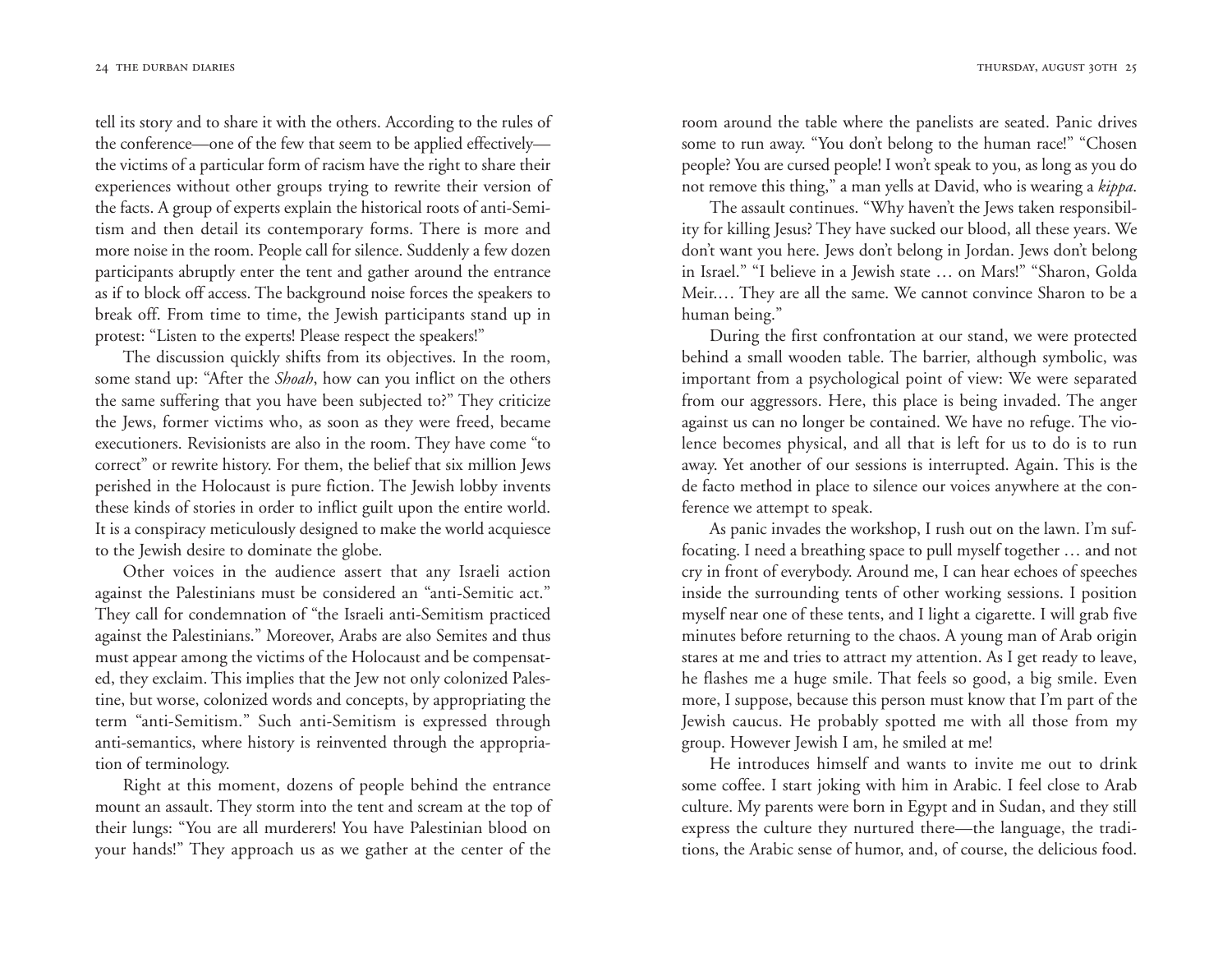tell its story and to share it with the others. According to the rules of the conference—one of the few that seem to be applied effectively—the victims of a particular form of racism have the right to share their experiences without other groups trying to rewrite their version of the facts. A group of experts explain the historical roots of anti-Semitism and then detail its contemporary forms. There is more and more noise in the room. People call for silence. Suddenly a few dozen participants abruptly enter the tent and gather around the entrance as if to block off access. The background noise forces the speakers to break off. From time to time, the Jewish participants stand up in protest: "Listen to the experts! Please respect the speakers!"

The discussion quickly shifts from its objectives. In the room, some stand up: "After the *Shoah*, how can you inflict on the others the same suffering that you have been subjected to?" They criticize the Jews, former victims who, as soon as they were freed, became executioners. Revisionists are also in the room. They have come "to correct" or rewrite history. For them, the belief that six million Jews perished in the Holocaust is pure fiction. The Jewish lobby invents these kinds of stories in order to inflict guilt upon the entire world. It is a conspiracy meticulously designed to make the world acquiesce to the Jewish desire to dominate the globe.

Other voices in the audience assert that any Israeli action against the Palestinians must be considered an "anti-Semitic act." They call for condemnation of "the Israeli anti-Semitism practiced against the Palestinians." Moreover, Arabs are also Semites and thus must appear among the victims of the Holocaust and be compensated, they exclaim. This implies that the Jew not only colonized Palestine, but worse, colonized words and concepts, by appropriating the term "anti-Semitism." Such anti-Semitism is expressed through anti-semantics, where history is reinvented through the appropriation of terminology.

Right at this moment, dozens of people behind the entrance mount an assault. They storm into the tent and scream at the top of their lungs: "You are all murderers! You have Palestinian blood on your hands!" They approach us as we gather at the center of the room around the table where the panelists are seated. Panic drives some to run away. "You don't belong to the human race!" "Chosen people? You are cursed people! I won't speak to you, as long as you do not remove this thing," a man yells at David, who is wearing a *kippa*.

The assault continues. "Why haven't the Jews taken responsibility for killing Jesus? They have sucked our blood, all these years. We don't want you here. Jews don't belong in Jordan. Jews don't belong in Israel." "I believe in a Jewish state … on Mars!" "Sharon, Golda Meir.… They are all the same. We cannot convince Sharon to be a human being."

During the first confrontation at our stand, we were protected behind a small wooden table. The barrier, although symbolic, was important from a psychological point of view: We were separated from our aggressors. Here, this place is being invaded. The anger against us can no longer be contained. We have no refuge. The violence becomes physical, and all that is left for us to do is to run away. Yet another of our sessions is interrupted. Again. This is the de facto method in place to silence our voices anywhere at the conference we attempt to speak.

As panic invades the workshop, I rush out on the lawn. I'm suffocating. I need a breathing space to pull myself together … and not cry in front of everybody. Around me, I can hear echoes of speeches inside the surrounding tents of other working sessions. I position myself near one of these tents, and I light a cigarette. I will grab five minutes before returning to the chaos. A young man of Arab origin stares at me and tries to attract my attention. As I get ready to leave, he flashes me a huge smile. That feels so good, a big smile. Even more, I suppose, because this person must know that I'm part of the Jewish caucus. He probably spotted me with all those from my group. However Jewish I am, he smiled at me!

He introduces himself and wants to invite me out to drink some coffee. I start joking with him in Arabic. I feel close to Arab culture. My parents were born in Egypt and in Sudan, and they still express the culture they nurtured there—the language, the traditions, the Arabic sense of humor, and, of course, the delicious food.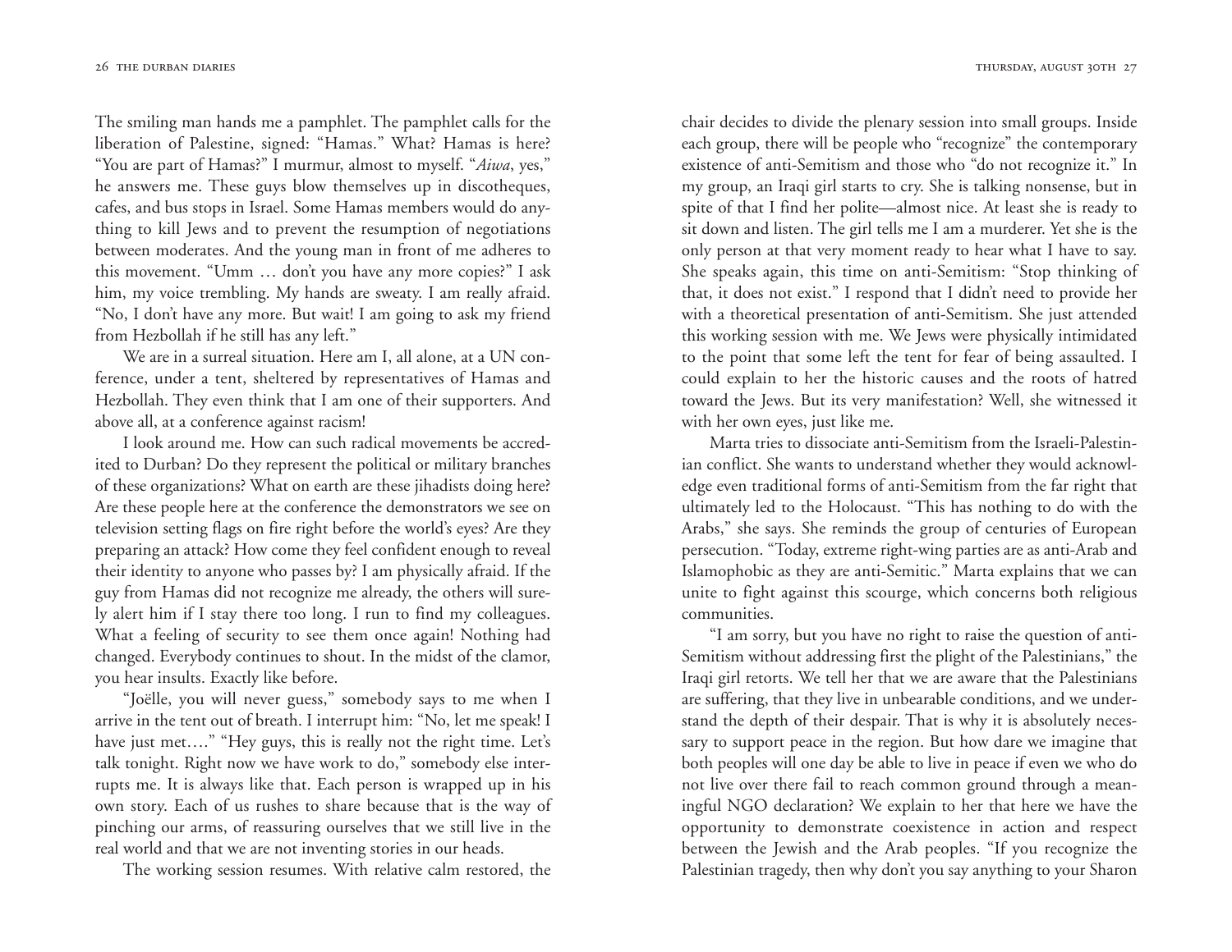The smiling man hands me a pamphlet. The pamphlet calls for the liberation of Palestine, signed: "Hamas." What? Hamas is here? "You are part of Hamas?" I murmur, almost to myself. "*Aiwa*, yes," he answers me. These guys blow themselves up in discotheques, cafes, and bus stops in Israel. Some Hamas members would do anything to kill Jews and to prevent the resumption of negotiations between moderates. And the young man in front of me adheres to this movement. "Umm … don't you have any more copies?" I ask him, my voice trembling. My hands are sweaty. I am really afraid. "No, I don't have any more. But wait! I am going to ask my friend from Hezbollah if he still has any left."

We are in a surreal situation. Here am I, all alone, at a UN conference, under a tent, sheltered by representatives of Hamas and Hezbollah. They even think that I am one of their supporters. And above all, at a conference against racism!

I look around me. How can such radical movements be accredited to Durban? Do they represent the political or military branches of these organizations? What on earth are these jihadists doing here? Are these people here at the conference the demonstrators we see on television setting flags on fire right before the world's eyes? Are they preparing an attack? How come they feel confident enough to reveal their identity to anyone who passes by? I am physically afraid. If the guy from Hamas did not recognize me already, the others will surely alert him if I stay there too long. I run to find my colleagues. What a feeling of security to see them once again! Nothing had changed. Everybody continues to shout. In the midst of the clamor, you hear insults. Exactly like before.

"Joëlle, you will never guess," somebody says to me when I arrive in the tent out of breath. I interrupt him: "No, let me speak! I have just met…." "Hey guys, this is really not the right time. Let's talk tonight. Right now we have work to do," somebody else interrupts me. It is always like that. Each person is wrapped up in his own story. Each of us rushes to share because that is the way of pinching our arms, of reassuring ourselves that we still live in the real world and that we are not inventing stories in our heads.

The working session resumes. With relative calm restored, the chair decides to divide the plenary session into small groups. Inside each group, there will be people who "recognize" the contemporary existence of anti-Semitism and those who "do not recognize it." In my group, an Iraqi girl starts to cry. She is talking nonsense, but in spite of that I find her polite—almost nice. At least she is ready to sit down and listen. The girl tells me I am a murderer. Yet she is the only person at that very moment ready to hear what I have to say. She speaks again, this time on anti-Semitism: "Stop thinking of that, it does not exist." I respond that I didn't need to provide her with a theoretical presentation of anti-Semitism. She just attended this working session with me. We Jews were physically intimidated to the point that some left the tent for fear of being assaulted. I could explain to her the historic causes and the roots of hatred toward the Jews. But its very manifestation? Well, she witnessed it with her own eyes, just like me.

Marta tries to dissociate anti-Semitism from the Israeli-Palestinian conflict. She wants to understand whether they would acknowledge even traditional forms of anti-Semitism from the far right that ultimately led to the Holocaust. "This has nothing to do with the Arabs," she says. She reminds the group of centuries of European persecution. "Today, extreme right-wing parties are as anti-Arab and Islamophobic as they are anti-Semitic." Marta explains that we can unite to fight against this scourge, which concerns both religious communities.

"I am sorry, but you have no right to raise the question of anti-Semitism without addressing first the plight of the Palestinians," the Iraqi girl retorts. We tell her that we are aware that the Palestinians are suffering, that they live in unbearable conditions, and we understand the depth of their despair. That is why it is absolutely necessary to support peace in the region. But how dare we imagine that both peoples will one day be able to live in peace if even we who do not live over there fail to reach common ground through a meaningful NGO declaration? We explain to her that here we have the opportunity to demonstrate coexistence in action and respect between the Jewish and the Arab peoples. "If you recognize the Palestinian tragedy, then why don't you say anything to your Sharon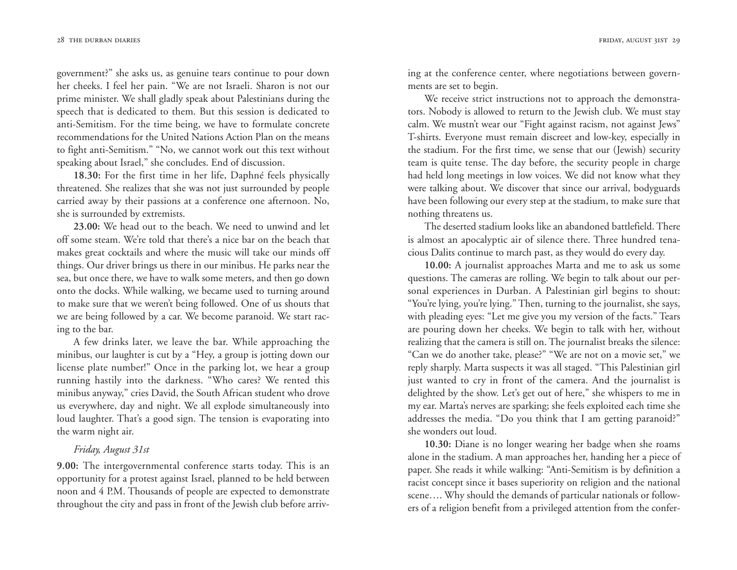government?" she asks us, as genuine tears continue to pour down her cheeks. I feel her pain. "We are not Israeli. Sharon is not our prime minister. We shall gladly speak about Palestinians during the speech that is dedicated to them. But this session is dedicated to anti-Semitism. For the time being, we have to formulate concrete recommendations for the United Nations Action Plan on the means to fight anti-Semitism." "No, we cannot work out this text without speaking about Israel," she concludes. End of discussion.

**18.30:** For the first time in her life, Daphné feels physically threatened. She realizes that she was not just surrounded by people carried away by their passions at a conference one afternoon. No, she is surrounded by extremists.

**23.00:** We head out to the beach. We need to unwind and let off some steam. We're told that there's a nice bar on the beach that makes great cocktails and where the music will take our minds off things. Our driver brings us there in our minibus. He parks near the sea, but once there, we have to walk some meters, and then go down onto the docks. While walking, we became used to turning around to make sure that we weren't being followed. One of us shouts that we are being followed by a car. We become paranoid. We start racing to the bar.

A few drinks later, we leave the bar. While approaching the minibus, our laughter is cut by a "Hey, a group is jotting down our license plate number!" Once in the parking lot, we hear a group running hastily into the darkness. "Who cares? We rented this minibus anyway," cries David, the South African student who drove us everywhere, day and night. We all explode simultaneously into loud laughter. That's a good sign. The tension is evaporating into the warm night air.

*Friday, August 31st*

**9.00:** The intergovernmental conference starts today. This is an opportunity for a protest against Israel, planned to be held between noon and 4 P.M. Thousands of people are expected to demonstrate throughout the city and pass in front of the Jewish club before arriving at the conference center, where negotiations between governments are set to begin.

We receive strict instructions not to approach the demonstrators. Nobody is allowed to return to the Jewish club. We must stay calm. We mustn't wear our "Fight against racism, not against Jews" T-shirts. Everyone must remain discreet and low-key, especially in the stadium. For the first time, we sense that our (Jewish) security team is quite tense. The day before, the security people in charge had held long meetings in low voices. We did not know what they were talking about. We discover that since our arrival, bodyguards have been following our every step at the stadium, to make sure that nothing threatens us.

The deserted stadium looks like an abandoned battlefield. There is almost an apocalyptic air of silence there. Three hundred tenacious Dalits continue to march past, as they would do every day.

**10.00:** A journalist approaches Marta and me to ask us some questions. The cameras are rolling. We begin to talk about our personal experiences in Durban. A Palestinian girl begins to shout: "You're lying, you're lying." Then, turning to the journalist, she says, with pleading eyes: "Let me give you my version of the facts." Tears are pouring down her cheeks. We begin to talk with her, without realizing that the camera is still on. The journalist breaks the silence: "Can we do another take, please?" "We are not on a movie set," we reply sharply. Marta suspects it was all staged. "This Palestinian girl just wanted to cry in front of the camera. And the journalist is delighted by the show. Let's get out of here," she whispers to me in my ear. Marta's nerves are sparking; she feels exploited each time she addresses the media. "Do you think that I am getting paranoid?" she wonders out loud.

**10.30:** Diane is no longer wearing her badge when she roams alone in the stadium. A man approaches her, handing her a piece of paper. She reads it while walking: "Anti-Semitism is by definition a racist concept since it bases superiority on religion and the national scene…. Why should the demands of particular nationals or followers of a religion benefit from a privileged attention from the confer-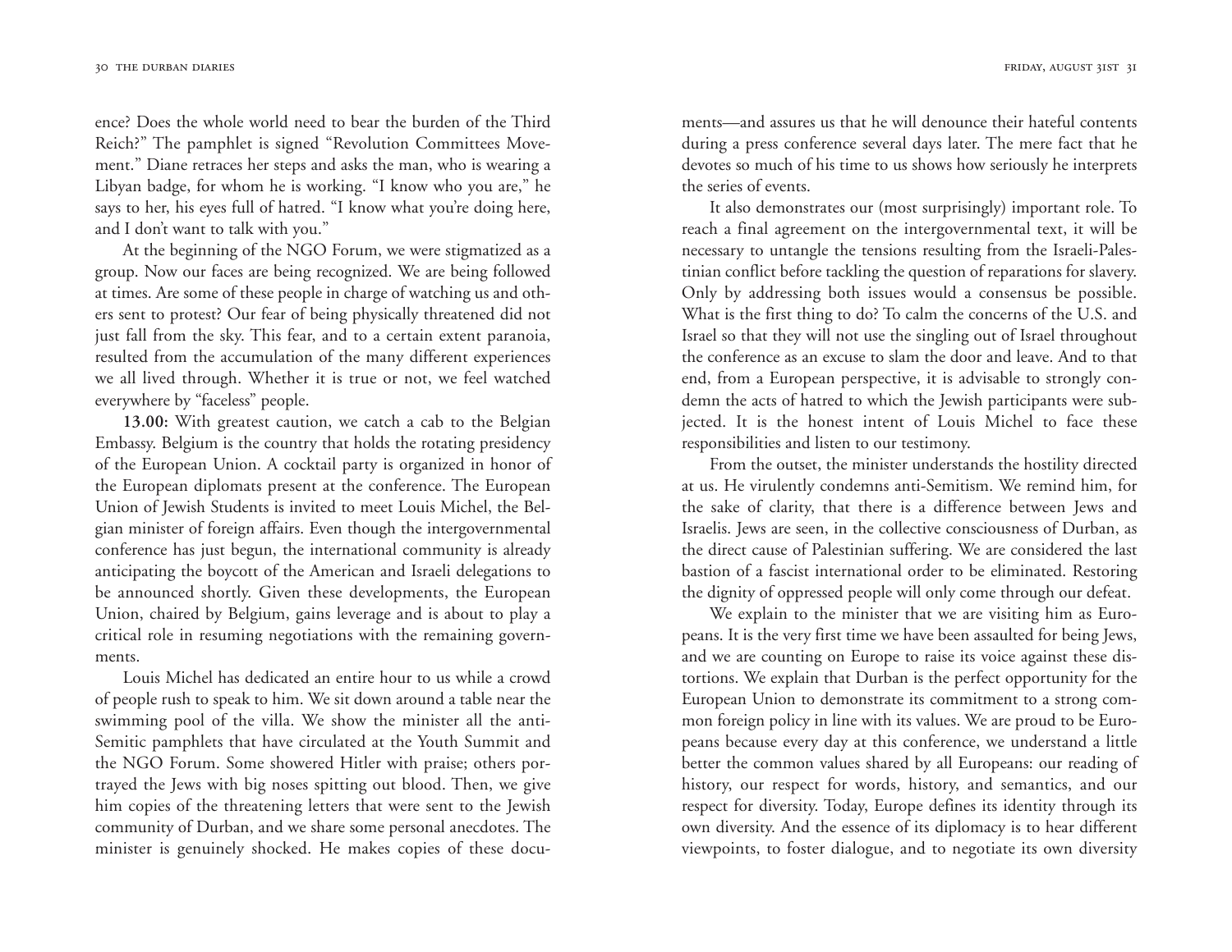ence? Does the whole world need to bear the burden of the Third Reich?" The pamphlet is signed "Revolution Committees Movement." Diane retraces her steps and asks the man, who is wearing a Libyan badge, for whom he is working. "I know who you are," he says to her, his eyes full of hatred. "I know what you're doing here, and I don't want to talk with you."

At the beginning of the NGO Forum, we were stigmatized as a group. Now our faces are being recognized. We are being followed at times. Are some of these people in charge of watching us and others sent to protest? Our fear of being physically threatened did not just fall from the sky. This fear, and to a certain extent paranoia, resulted from the accumulation of the many different experiences we all lived through. Whether it is true or not, we feel watched everywhere by "faceless" people.

**13.00:** With greatest caution, we catch a cab to the Belgian Embassy. Belgium is the country that holds the rotating presidency of the European Union. A cocktail party is organized in honor of the European diplomats present at the conference. The European Union of Jewish Students is invited to meet Louis Michel, the Belgian minister of foreign affairs. Even though the intergovernmental conference has just begun, the international community is already anticipating the boycott of the American and Israeli delegations to be announced shortly. Given these developments, the European Union, chaired by Belgium, gains leverage and is about to play a critical role in resuming negotiations with the remaining governments.

Louis Michel has dedicated an entire hour to us while a crowd of people rush to speak to him. We sit down around a table near the swimming pool of the villa. We show the minister all the anti-Semitic pamphlets that have circulated at the Youth Summit and the NGO Forum. Some showered Hitler with praise; others portrayed the Jews with big noses spitting out blood. Then, we give him copies of the threatening letters that were sent to the Jewish community of Durban, and we share some personal anecdotes. The minister is genuinely shocked. He makes copies of these documents—and assures us that he will denounce their hateful contents during a press conference several days later. The mere fact that he devotes so much of his time to us shows how seriously he interprets the series of events.

It also demonstrates our (most surprisingly) important role. To reach a final agreement on the intergovernmental text, it will be necessary to untangle the tensions resulting from the Israeli-Palestinian conflict before tackling the question of reparations for slavery. Only by addressing both issues would a consensus be possible. What is the first thing to do? To calm the concerns of the U.S. and Israel so that they will not use the singling out of Israel throughout the conference as an excuse to slam the door and leave. And to that end, from a European perspective, it is advisable to strongly condemn the acts of hatred to which the Jewish participants were subjected. It is the honest intent of Louis Michel to face these responsibilities and listen to our testimony.

From the outset, the minister understands the hostility directed at us. He virulently condemns anti-Semitism. We remind him, for the sake of clarity, that there is a difference between Jews and Israelis. Jews are seen, in the collective consciousness of Durban, as the direct cause of Palestinian suffering. We are considered the last bastion of a fascist international order to be eliminated. Restoring the dignity of oppressed people will only come through our defeat.

We explain to the minister that we are visiting him as Europeans. It is the very first time we have been assaulted for being Jews, and we are counting on Europe to raise its voice against these distortions. We explain that Durban is the perfect opportunity for the European Union to demonstrate its commitment to a strong common foreign policy in line with its values. We are proud to be Europeans because every day at this conference, we understand a little better the common values shared by all Europeans: our reading of history, our respect for words, history, and semantics, and our respect for diversity. Today, Europe defines its identity through its own diversity. And the essence of its diplomacy is to hear different viewpoints, to foster dialogue, and to negotiate its own diversity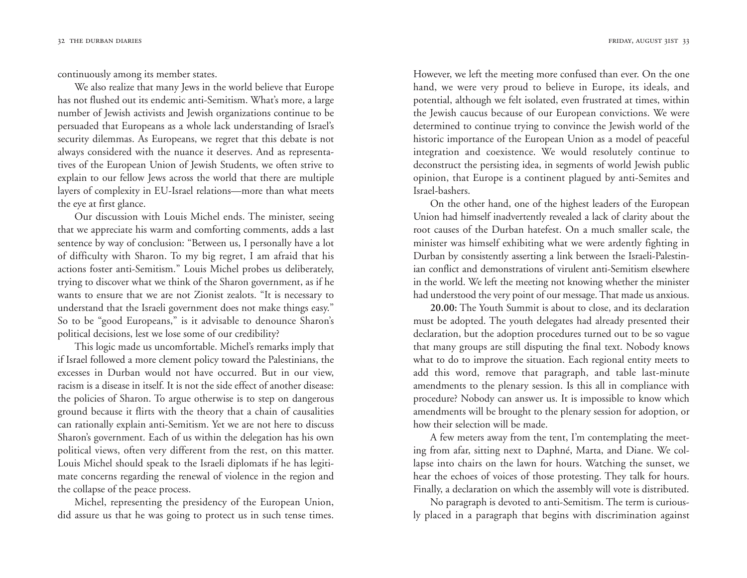continuously among its member states.

We also realize that many Jews in the world believe that Europe has not flushed out its endemic anti-Semitism. What's more, a large number of Jewish activists and Jewish organizations continue to be persuaded that Europeans as a whole lack understanding of Israel's security dilemmas. As Europeans, we regret that this debate is not always considered with the nuance it deserves. And as representatives of the European Union of Jewish Students, we often strive to explain to our fellow Jews across the world that there are multiple layers of complexity in EU-Israel relations—more than what meets the eye at first glance.

Our discussion with Louis Michel ends. The minister, seeing that we appreciate his warm and comforting comments, adds a last sentence by way of conclusion: "Between us, I personally have a lot of difficulty with Sharon. To my big regret, I am afraid that his actions foster anti-Semitism." Louis Michel probes us deliberately, trying to discover what we think of the Sharon government, as if he wants to ensure that we are not Zionist zealots. "It is necessary to understand that the Israeli government does not make things easy." So to be "good Europeans," is it advisable to denounce Sharon's political decisions, lest we lose some of our credibility?

This logic made us uncomfortable. Michel's remarks imply that if Israel followed a more clement policy toward the Palestinians, the excesses in Durban would not have occurred. But in our view, racism is a disease in itself. It is not the side effect of another disease: the policies of Sharon. To argue otherwise is to step on dangerous ground because it flirts with the theory that a chain of causalities can rationally explain anti-Semitism. Yet we are not here to discuss Sharon's government. Each of us within the delegation has his own political views, often very different from the rest, on this matter. Louis Michel should speak to the Israeli diplomats if he has legitimate concerns regarding the renewal of violence in the region and the collapse of the peace process.

Michel, representing the presidency of the European Union, did assure us that he was going to protect us in such tense times. However, we left the meeting more confused than ever. On the one hand, we were very proud to believe in Europe, its ideals, and potential, although we felt isolated, even frustrated at times, within the Jewish caucus because of our European convictions. We were determined to continue trying to convince the Jewish world of the historic importance of the European Union as a model of peaceful integration and coexistence. We would resolutely continue to deconstruct the persisting idea, in segments of world Jewish public opinion, that Europe is a continent plagued by anti-Semites and Israel-bashers.

On the other hand, one of the highest leaders of the European Union had himself inadvertently revealed a lack of clarity about the root causes of the Durban hatefest. On a much smaller scale, the minister was himself exhibiting what we were ardently fighting in Durban by consistently asserting a link between the Israeli-Palestinian conflict and demonstrations of virulent anti-Semitism elsewhere in the world. We left the meeting not knowing whether the minister had understood the very point of our message. That made us anxious.

**20.00:** The Youth Summit is about to close, and its declaration must be adopted. The youth delegates had already presented their declaration, but the adoption procedures turned out to be so vague that many groups are still disputing the final text. Nobody knows what to do to improve the situation. Each regional entity meets to add this word, remove that paragraph, and table last-minute amendments to the plenary session. Is this all in compliance with procedure? Nobody can answer us. It is impossible to know which amendments will be brought to the plenary session for adoption, or how their selection will be made.

A few meters away from the tent, I'm contemplating the meeting from afar, sitting next to Daphné, Marta, and Diane. We collapse into chairs on the lawn for hours. Watching the sunset, we hear the echoes of voices of those protesting. They talk for hours. Finally, a declaration on which the assembly will vote is distributed.

No paragraph is devoted to anti-Semitism. The term is curiously placed in a paragraph that begins with discrimination against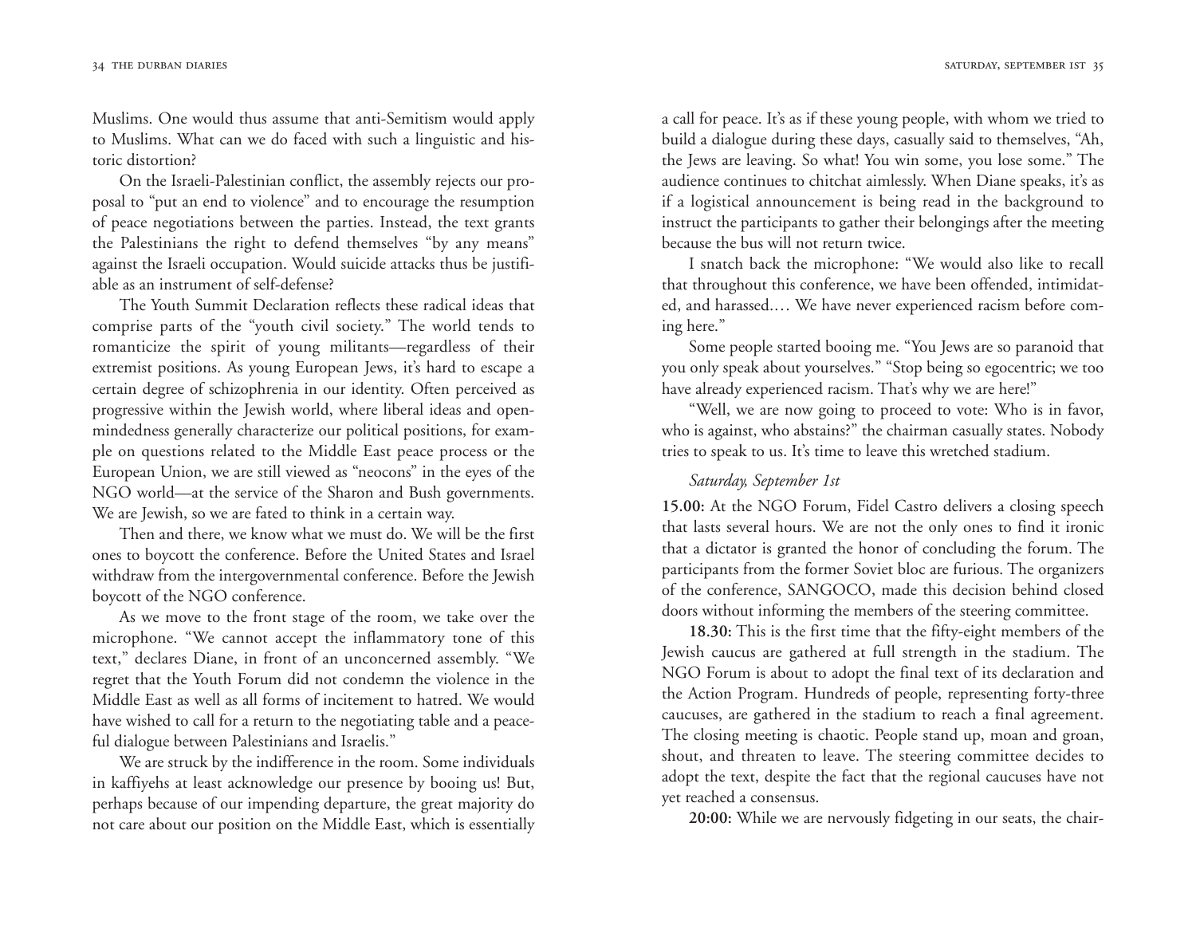Muslims. One would thus assume that anti-Semitism would apply to Muslims. What can we do faced with such a linguistic and historic distortion?

On the Israeli-Palestinian conflict, the assembly rejects our proposal to "put an end to violence" and to encourage the resumption of peace negotiations between the parties. Instead, the text grants the Palestinians the right to defend themselves "by any means" against the Israeli occupation. Would suicide attacks thus be justifiable as an instrument of self-defense?

The Youth Summit Declaration reflects these radical ideas that comprise parts of the "youth civil society." The world tends to romanticize the spirit of young militants—regardless of their extremist positions. As young European Jews, it's hard to escape a certain degree of schizophrenia in our identity. Often perceived as progressive within the Jewish world, where liberal ideas and open-mindedness generally characterize our political positions, for example on questions related to the Middle East peace process or the European Union, we are still viewed as "neocons" in the eyes of the NGO world—at the service of the Sharon and Bush governments. We are Jewish, so we are fated to think in a certain way.

Then and there, we know what we must do. We will be the first ones to boycott the conference. Before the United States and Israel withdraw from the intergovernmental conference. Before the Jewish boycott of the NGO conference.

As we move to the front stage of the room, we take over the microphone. "We cannot accept the inflammatory tone of this text," declares Diane, in front of an unconcerned assembly. "We regret that the Youth Forum did not condemn the violence in the Middle East as well as all forms of incitement to hatred. We would have wished to call for a return to the negotiating table and a peaceful dialogue between Palestinians and Israelis."

We are struck by the indifference in the room. Some individuals in kaffiyehs at least acknowledge our presence by booing us! But, perhaps because of our impending departure, the great majority do not care about our position on the Middle East, which is essentially a call for peace. It's as if these young people, with whom we tried to build a dialogue during these days, casually said to themselves, "Ah, the Jews are leaving. So what! You win some, you lose some." The audience continues to chitchat aimlessly. When Diane speaks, it's as if a logistical announcement is being read in the background to instruct the participants to gather their belongings after the meeting because the bus will not return twice.

I snatch back the microphone: "We would also like to recall that throughout this conference, we have been offended, intimidated, and harassed.… We have never experienced racism before coming here."

Some people started booing me. "You Jews are so paranoid that you only speak about yourselves." "Stop being so egocentric; we too have already experienced racism. That's why we are here!"

"Well, we are now going to proceed to vote: Who is in favor, who is against, who abstains?" the chairman casually states. Nobody tries to speak to us. It's time to leave this wretched stadium.

*Saturday, September 1st*

**15.00:** At the NGO Forum, Fidel Castro delivers a closing speech that lasts several hours. We are not the only ones to find it ironic that a dictator is granted the honor of concluding the forum. The participants from the former Soviet bloc are furious. The organizers of the conference, SANGOCO, made this decision behind closed doors without informing the members of the steering committee.

**18.30:** This is the first time that the fifty-eight members of the Jewish caucus are gathered at full strength in the stadium. The NGO Forum is about to adopt the final text of its declaration and the Action Program. Hundreds of people, representing forty-three caucuses, are gathered in the stadium to reach a final agreement. The closing meeting is chaotic. People stand up, moan and groan, shout, and threaten to leave. The steering committee decides to adopt the text, despite the fact that the regional caucuses have not yet reached a consensus.

**20:00:** While we are nervously fidgeting in our seats, the chair-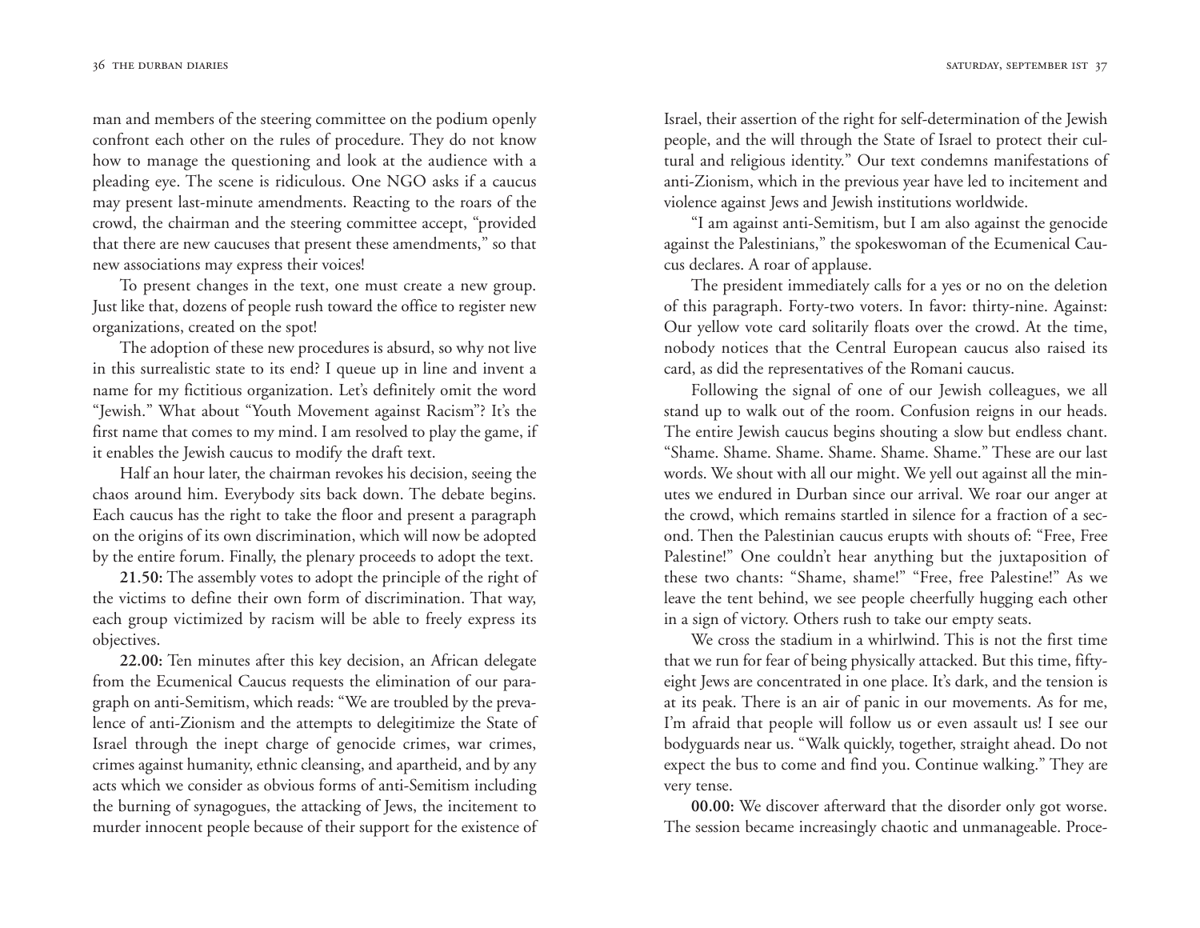man and members of the steering committee on the podium openly confront each other on the rules of procedure. They do not know how to manage the questioning and look at the audience with a pleading eye. The scene is ridiculous. One NGO asks if a caucus may present last-minute amendments. Reacting to the roars of the crowd, the chairman and the steering committee accept, "provided that there are new caucuses that present these amendments," so that new associations may express their voices!

To present changes in the text, one must create a new group. Just like that, dozens of people rush toward the office to register new organizations, created on the spot!

The adoption of these new procedures is absurd, so why not live in this surrealistic state to its end? I queue up in line and invent a name for my fictitious organization. Let's definitely omit the word "Jewish." What about "Youth Movement against Racism"? It's the first name that comes to my mind. I am resolved to play the game, if it enables the Jewish caucus to modify the draft text.

Half an hour later, the chairman revokes his decision, seeing the chaos around him. Everybody sits back down. The debate begins. Each caucus has the right to take the floor and present a paragraph on the origins of its own discrimination, which will now be adopted by the entire forum. Finally, the plenary proceeds to adopt the text.

**21.50:** The assembly votes to adopt the principle of the right of the victims to define their own form of discrimination. That way, each group victimized by racism will be able to freely express its objectives.

**22.00:** Ten minutes after this key decision, an African delegate from the Ecumenical Caucus requests the elimination of our paragraph on anti-Semitism, which reads: "We are troubled by the prevalence of anti-Zionism and the attempts to delegitimize the State of Israel through the inept charge of genocide crimes, war crimes, crimes against humanity, ethnic cleansing, and apartheid, and by any acts which we consider as obvious forms of anti-Semitism including the burning of synagogues, the attacking of Jews, the incitement to murder innocent people because of their support for the existence of Israel, their assertion of the right for self-determination of the Jewish people, and the will through the State of Israel to protect their cultural and religious identity." Our text condemns manifestations of anti-Zionism, which in the previous year have led to incitement and violence against Jews and Jewish institutions worldwide.

"I am against anti-Semitism, but I am also against the genocide against the Palestinians," the spokeswoman of the Ecumenical Caucus declares. A roar of applause.

The president immediately calls for a yes or no on the deletion of this paragraph. Forty-two voters. In favor: thirty-nine. Against: Our yellow vote card solitarily floats over the crowd. At the time, nobody notices that the Central European caucus also raised its card, as did the representatives of the Romani caucus.

Following the signal of one of our Jewish colleagues, we all stand up to walk out of the room. Confusion reigns in our heads. The entire Jewish caucus begins shouting a slow but endless chant. "Shame. Shame. Shame. Shame. Shame. Shame." These are our last words. We shout with all our might. We yell out against all the minutes we endured in Durban since our arrival. We roar our anger at the crowd, which remains startled in silence for a fraction of a second. Then the Palestinian caucus erupts with shouts of: "Free, Free Palestine!" One couldn't hear anything but the juxtaposition of these two chants: "Shame, shame!" "Free, free Palestine!" As we leave the tent behind, we see people cheerfully hugging each other in a sign of victory. Others rush to take our empty seats.

We cross the stadium in a whirlwind. This is not the first time that we run for fear of being physically attacked. But this time, fifty-eight Jews are concentrated in one place. It's dark, and the tension is at its peak. There is an air of panic in our movements. As for me, I'm afraid that people will follow us or even assault us! I see our bodyguards near us. "Walk quickly, together, straight ahead. Do not expect the bus to come and find you. Continue walking." They are very tense.

**00.00:** We discover afterward that the disorder only got worse. The session became increasingly chaotic and unmanageable. Proce-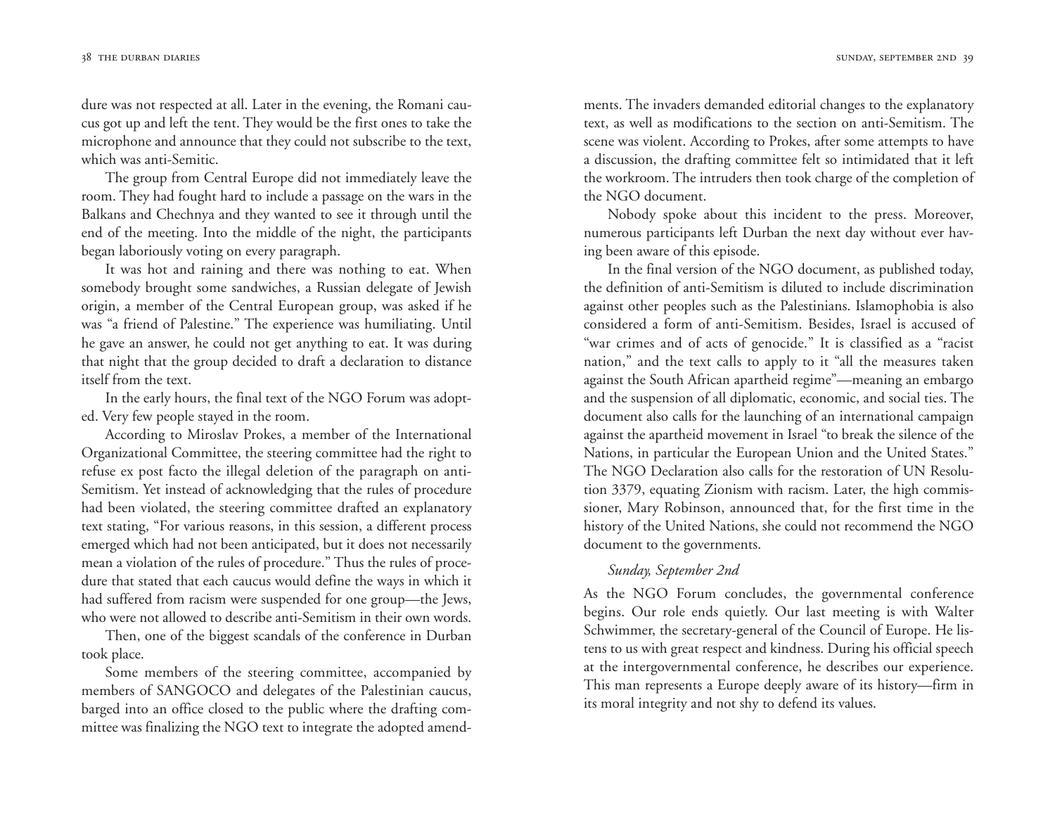dure was not respected at all. Later in the evening, the Romani caucus got up and left the tent. They would be the first ones to take the microphone and announce that they could not subscribe to the text, which was anti-Semitic.

The group from Central Europe did not immediately leave the room. They had fought hard to include a passage on the wars in the Balkans and Chechnya and they wanted to see it through until the end of the meeting. Into the middle of the night, the participants began laboriously voting on every paragraph.

It was hot and raining and there was nothing to eat. When somebody brought some sandwiches, a Russian delegate of Jewish origin, a member of the Central European group, was asked if he was "a friend of Palestine." The experience was humiliating. Until he gave an answer, he could not get anything to eat. It was during that night that the group decided to draft a declaration to distance itself from the text.

In the early hours, the final text of the NGO Forum was adopted. Very few people stayed in the room.

According to Miroslav Prokes, a member of the International Organizational Committee, the steering committee had the right to refuse ex post facto the illegal deletion of the paragraph on anti-Semitism. Yet instead of acknowledging that the rules of procedure had been violated, the steering committee drafted an explanatory text stating, "For various reasons, in this session, a different process emerged which had not been anticipated, but it does not necessarily mean a violation of the rules of procedure." Thus the rules of procedure that stated that each caucus would define the ways in which it had suffered from racism were suspended for one group—the Jews, who were not allowed to describe anti-Semitism in their own words.

Then, one of the biggest scandals of the conference in Durban took place.

Some members of the steering committee, accompanied by members of SANGOCO and delegates of the Palestinian caucus, barged into an office closed to the public where the drafting committee was finalizing the NGO text to integrate the adopted amendments. The invaders demanded editorial changes to the explanatory text, as well as modifications to the section on anti-Semitism. The scene was violent. According to Prokes, after some attempts to have a discussion, the drafting committee felt so intimidated that it left the workroom. The intruders then took charge of the completion of the NGO document.

Nobody spoke about this incident to the press. Moreover, numerous participants left Durban the next day without ever having been aware of this episode.

In the final version of the NGO document, as published today, the definition of anti-Semitism is diluted to include discrimination against other peoples such as the Palestinians. Islamophobia is also considered a form of anti-Semitism. Besides, Israel is accused of "war crimes and of acts of genocide." It is classified as a "racist nation," and the text calls to apply to it "all the measures taken against the South African apartheid regime"—meaning an embargo and the suspension of all diplomatic, economic, and social ties. The document also calls for the launching of an international campaign against the apartheid movement in Israel "to break the silence of the Nations, in particular the European Union and the United States." The NGO Declaration also calls for the restoration of UN Resolution 3379, equating Zionism with racism. Later, the high commissioner, Mary Robinson, announced that, for the first time in the history of the United Nations, she could not recommend the NGO document to the governments.

### *Sunday, September 2nd*

As the NGO Forum concludes, the governmental conference begins. Our role ends quietly. Our last meeting is with Walter Schwimmer, the secretary-general of the Council of Europe. He listens to us with great respect and kindness. During his official speech at the intergovernmental conference, he describes our experience. This man represents a Europe deeply aware of its history—firm in its moral integrity and not shy to defend its values.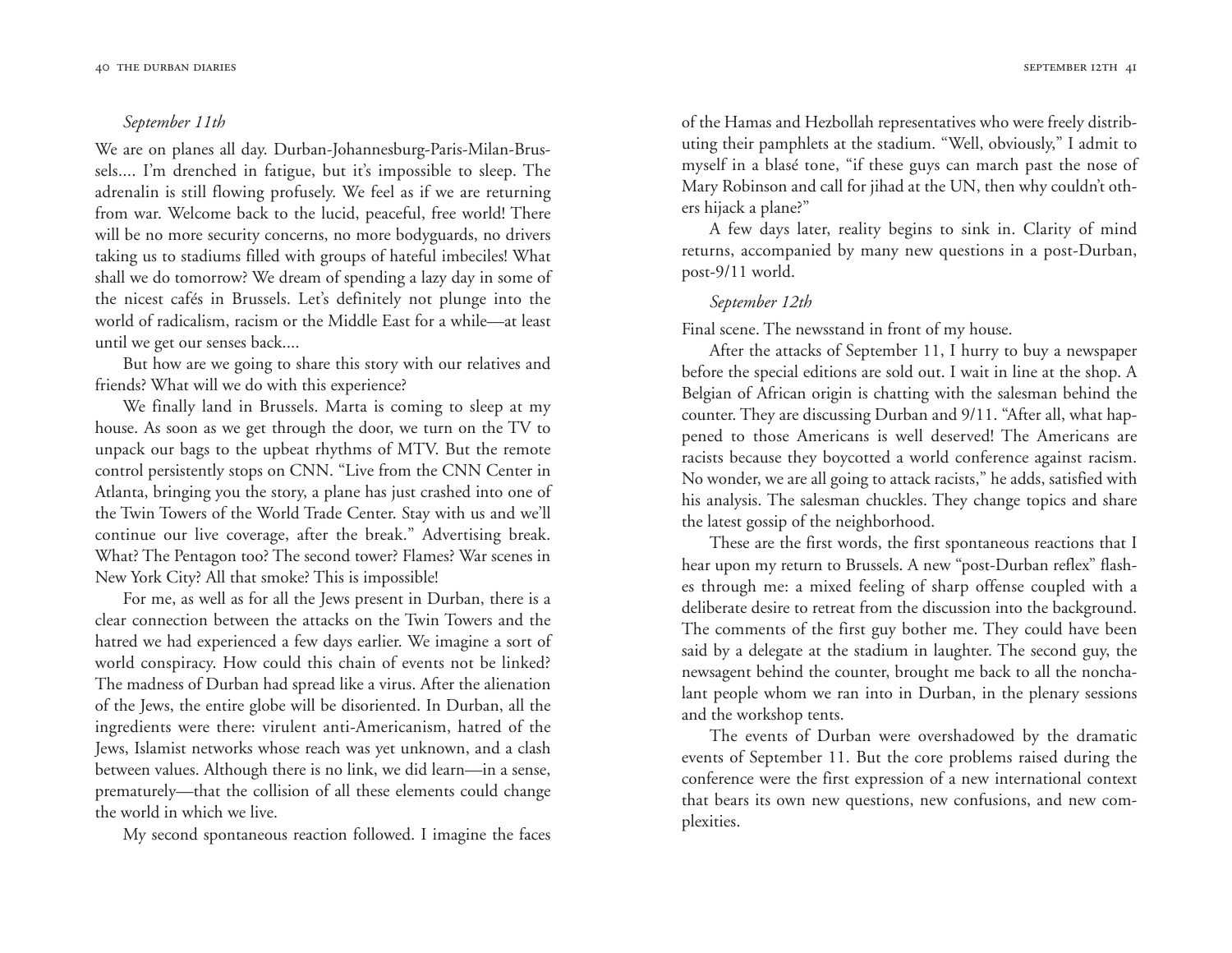*September 11th*

We are on planes all day. Durban-Johannesburg-Paris-Milan-Brussels.... I'm drenched in fatigue, but it's impossible to sleep. The adrenalin is still flowing profusely. We feel as if we are returning from war. Welcome back to the lucid, peaceful, free world! There will be no more security concerns, no more bodyguards, no drivers taking us to stadiums filled with groups of hateful imbeciles! What shall we do tomorrow? We dream of spending a lazy day in some of the nicest cafés in Brussels. Let's definitely not plunge into the world of radicalism, racism or the Middle East for a while—at least until we get our senses back....

But how are we going to share this story with our relatives and friends? What will we do with this experience?

We finally land in Brussels. Marta is coming to sleep at my house. As soon as we get through the door, we turn on the TV to unpack our bags to the upbeat rhythms of MTV. But the remote control persistently stops on CNN. "Live from the CNN Center in Atlanta, bringing you the story, a plane has just crashed into one of the Twin Towers of the World Trade Center. Stay with us and we'll continue our live coverage, after the break." Advertising break. What? The Pentagon too? The second tower? Flames? War scenes in New York City? All that smoke? This is impossible!

For me, as well as for all the Jews present in Durban, there is a clear connection between the attacks on the Twin Towers and the hatred we had experienced a few days earlier. We imagine a sort of world conspiracy. How could this chain of events not be linked? The madness of Durban had spread like a virus. After the alienation of the Jews, the entire globe will be disoriented. In Durban, all the ingredients were there: virulent anti-Americanism, hatred of the Jews, Islamist networks whose reach was yet unknown, and a clash between values. Although there is no link, we did learn—in a sense, prematurely—that the collision of all these elements could change the world in which we live.

My second spontaneous reaction followed. I imagine the faces of the Hamas and Hezbollah representatives who were freely distributing their pamphlets at the stadium. "Well, obviously," I admit to myself in a blasé tone, "if these guys can march past the nose of Mary Robinson and call for jihad at the UN, then why couldn't others hijack a plane?"

A few days later, reality begins to sink in. Clarity of mind returns, accompanied by many new questions in a post-Durban, post-9/11 world.

*September 12th*

Final scene. The newsstand in front of my house.

After the attacks of September 11, I hurry to buy a newspaper before the special editions are sold out. I wait in line at the shop. A Belgian of African origin is chatting with the salesman behind the counter. They are discussing Durban and 9/11. "After all, what happened to those Americans is well deserved! The Americans are racists because they boycotted a world conference against racism. No wonder, we are all going to attack racists," he adds, satisfied with his analysis. The salesman chuckles. They change topics and share the latest gossip of the neighborhood.

These are the first words, the first spontaneous reactions that I hear upon my return to Brussels. A new "post-Durban reflex" flashes through me: a mixed feeling of sharp offense coupled with a deliberate desire to retreat from the discussion into the background. The comments of the first guy bother me. They could have been said by a delegate at the stadium in laughter. The second guy, the newsagent behind the counter, brought me back to all the nonchalant people whom we ran into in Durban, in the plenary sessions and the workshop tents.

The events of Durban were overshadowed by the dramatic events of September 11. But the core problems raised during the conference were the first expression of a new international context that bears its own new questions, new confusions, and new complexities.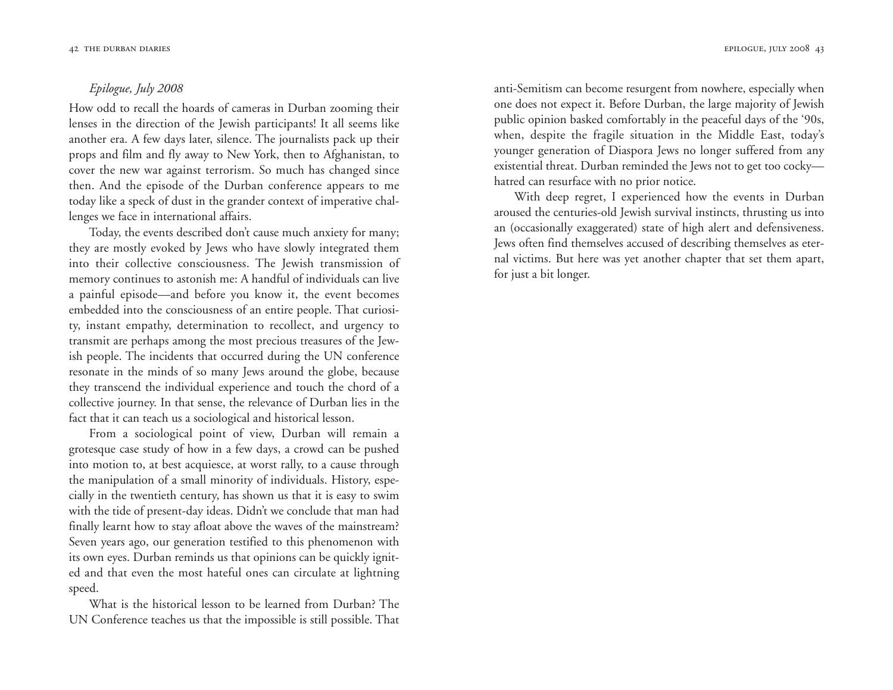*Epilogue, July 2008*

How odd to recall the hoards of cameras in Durban zooming their lenses in the direction of the Jewish participants! It all seems like another era. A few days later, silence. The journalists pack up their props and film and fly away to New York, then to Afghanistan, to cover the new war against terrorism. So much has changed since then. And the episode of the Durban conference appears to me today like a speck of dust in the grander context of imperative challenges we face in international affairs.

Today, the events described don't cause much anxiety for many; they are mostly evoked by Jews who have slowly integrated them into their collective consciousness. The Jewish transmission of memory continues to astonish me: A handful of individuals can live a painful episode—and before you know it, the event becomes embedded into the consciousness of an entire people. That curiosity, instant empathy, determination to recollect, and urgency to transmit are perhaps among the most precious treasures of the Jewish people. The incidents that occurred during the UN conference resonate in the minds of so many Jews around the globe, because they transcend the individual experience and touch the chord of a collective journey. In that sense, the relevance of Durban lies in the fact that it can teach us a sociological and historical lesson.

From a sociological point of view, Durban will remain a grotesque case study of how in a few days, a crowd can be pushed into motion to, at best acquiesce, at worst rally, to a cause through the manipulation of a small minority of individuals. History, especially in the twentieth century, has shown us that it is easy to swim with the tide of present-day ideas. Didn't we conclude that man had finally learnt how to stay afloat above the waves of the mainstream? Seven years ago, our generation testified to this phenomenon with its own eyes. Durban reminds us that opinions can be quickly ignited and that even the most hateful ones can circulate at lightning speed.

What is the historical lesson to be learned from Durban? The UN Conference teaches us that the impossible is still possible. That anti-Semitism can become resurgent from nowhere, especially when one does not expect it. Before Durban, the large majority of Jewish public opinion basked comfortably in the peaceful days of the '90s, when, despite the fragile situation in the Middle East, today's younger generation of Diaspora Jews no longer suffered from any existential threat. Durban reminded the Jews not to get too cocky—hatred can resurface with no prior notice.

With deep regret, I experienced how the events in Durban aroused the centuries-old Jewish survival instincts, thrusting us into an (occasionally exaggerated) state of high alert and defensiveness. Jews often find themselves accused of describing themselves as eternal victims. But here was yet another chapter that set them apart, for just a bit longer.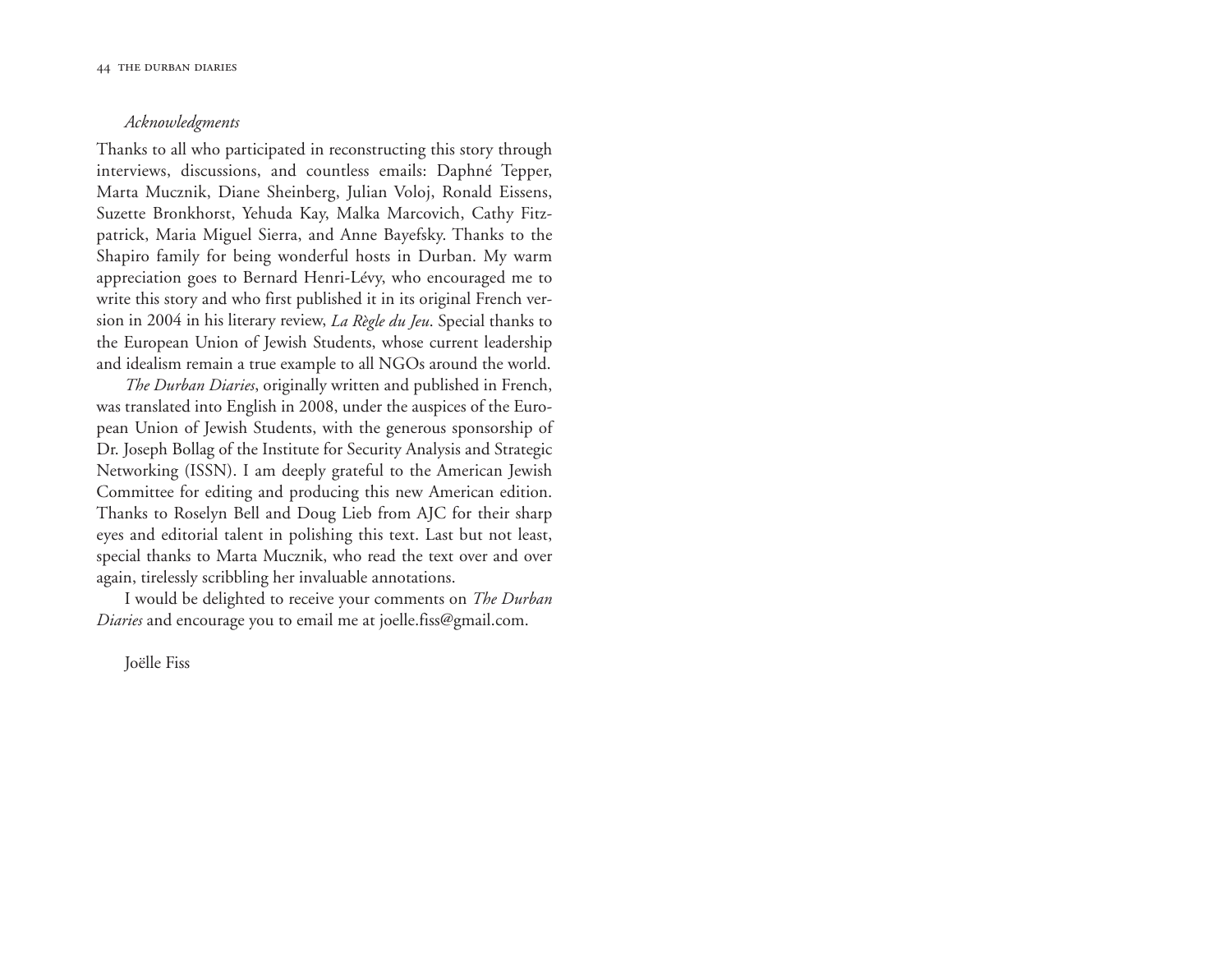*Acknowledgments*

Thanks to all who participated in reconstructing this story through interviews, discussions, and countless emails: Daphné Tepper, Marta Mucznik, Diane Sheinberg, Julian Voloj, Ronald Eissens, Suzette Bronkhorst, Yehuda Kay, Malka Marcovich, Cathy Fitzpatrick, Maria Miguel Sierra, and Anne Bayefsky. Thanks to the Shapiro family for being wonderful hosts in Durban. My warm appreciation goes to Bernard Henri-Lévy, who encouraged me to write this story and who first published it in its original French version in 2004 in his literary review, *La Règle du Jeu*. Special thanks to the European Union of Jewish Students, whose current leadership and idealism remain a true example to all NGOs around the world.

*The Durban Diaries*, originally written and published in French, was translated into English in 2008, under the auspices of the European Union of Jewish Students, with the generous sponsorship of Dr. Joseph Bollag of the Institute for Security Analysis and Strategic Networking (ISSN). I am deeply grateful to the American Jewish Committee for editing and producing this new American edition. Thanks to Roselyn Bell and Doug Lieb from AJC for their sharp eyes and editorial talent in polishing this text. Last but not least, special thanks to Marta Mucznik, who read the text over and over again, tirelessly scribbling her invaluable annotations.

I would be delighted to receive your comments on *The Durban Diaries* and encourage you to email me at joelle.fiss@gmail.com.

Joëlle Fiss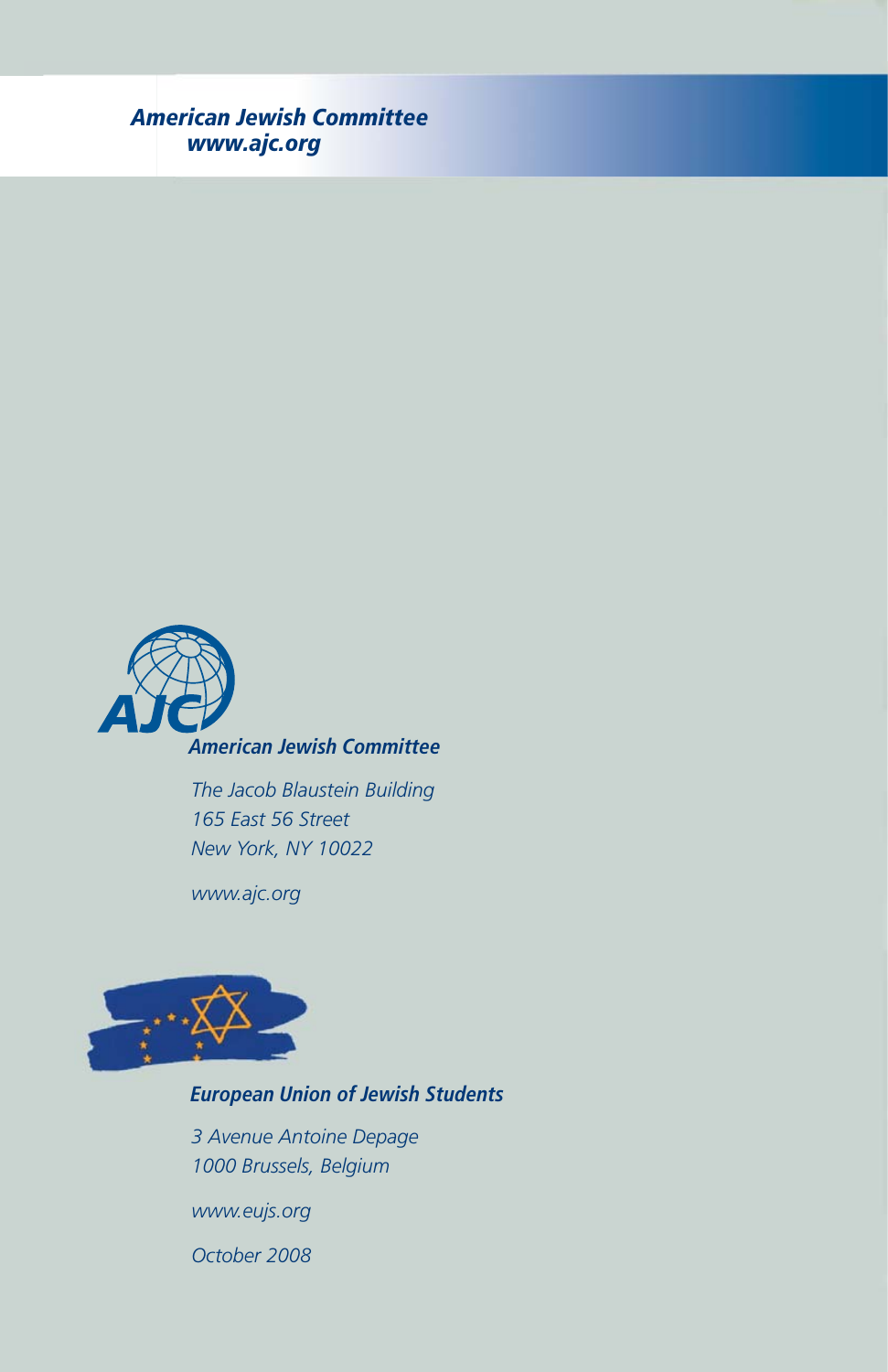***American Jewish Committee***
***www.ajc.org***

***American Jewish Committee***

*The Jacob Blaustein Building*
*165 East 56 Street*
*New York, NY 10022*

*www.ajc.org*

***European Union of Jewish Students***

*3 Avenue Antoine Depage*
*1000 Brussels, Belgium*

*www.eujs.org*

*October 2008*